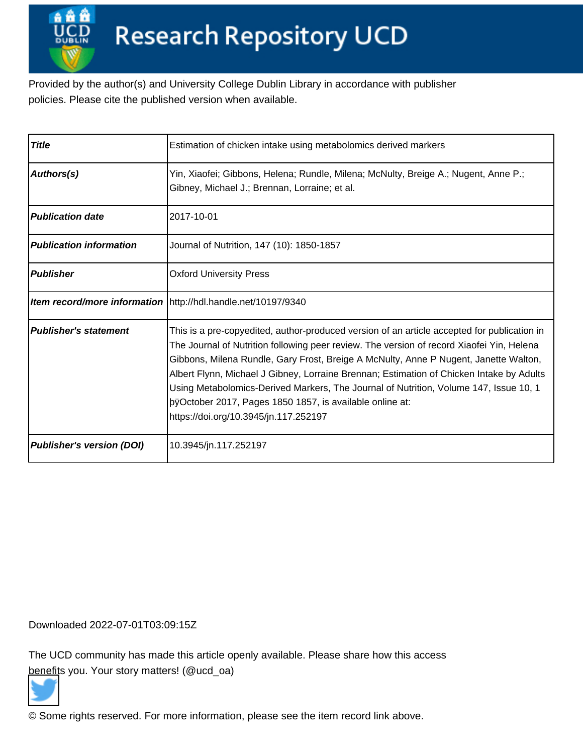# Research Repository UCD

Provided by the author(s) and University College Dublin Library in accordance with publisher policies. Please cite the published version when available.

| Title | Estimation of chicken intake using metabolomics derived markers |
|---|---|
| Authors(s) | Yin, Xiaofei; Gibbons, Helena; Rundle, Milena; McNulty, Breige A.; Nugent, Anne P.; Gibney, Michael J.; Brennan, Lorraine; et al. |
| Publication date | 2017-10-01 |
| Publication information | Journal of Nutrition, 147 (10): 1850-1857 |
| Publisher | Oxford University Press |
| Item record/more information | http://hdl.handle.net/10197/9340 |
| Publisher's statement | This is a pre-copyedited, author-produced version of an article accepted for publication in The Journal of Nutrition following peer review. The version of record Xiaofei Yin, Helena Gibbons, Milena Rundle, Gary Frost, Breige A McNulty, Anne P Nugent, Janette Walton, Albert Flynn, Michael J Gibney, Lorraine Brennan; Estimation of Chicken Intake by Adults Using Metabolomics-Derived Markers, The Journal of Nutrition, Volume 147, Issue 10, 1 þÿOctober 2017, Pages 1850 1857, is available online at: https://doi.org/10.3945/jn.117.252197 |
| Publisher's version (DOI) | 10.3945/jn.117.252197 |

Downloaded 2022-07-01T03:09:15Z

The UCD community has made this article openly available. Please share how this access benefits you. Your story matters! (@ucd_oa)

© Some rights reserved. For more information, please see the item record link above.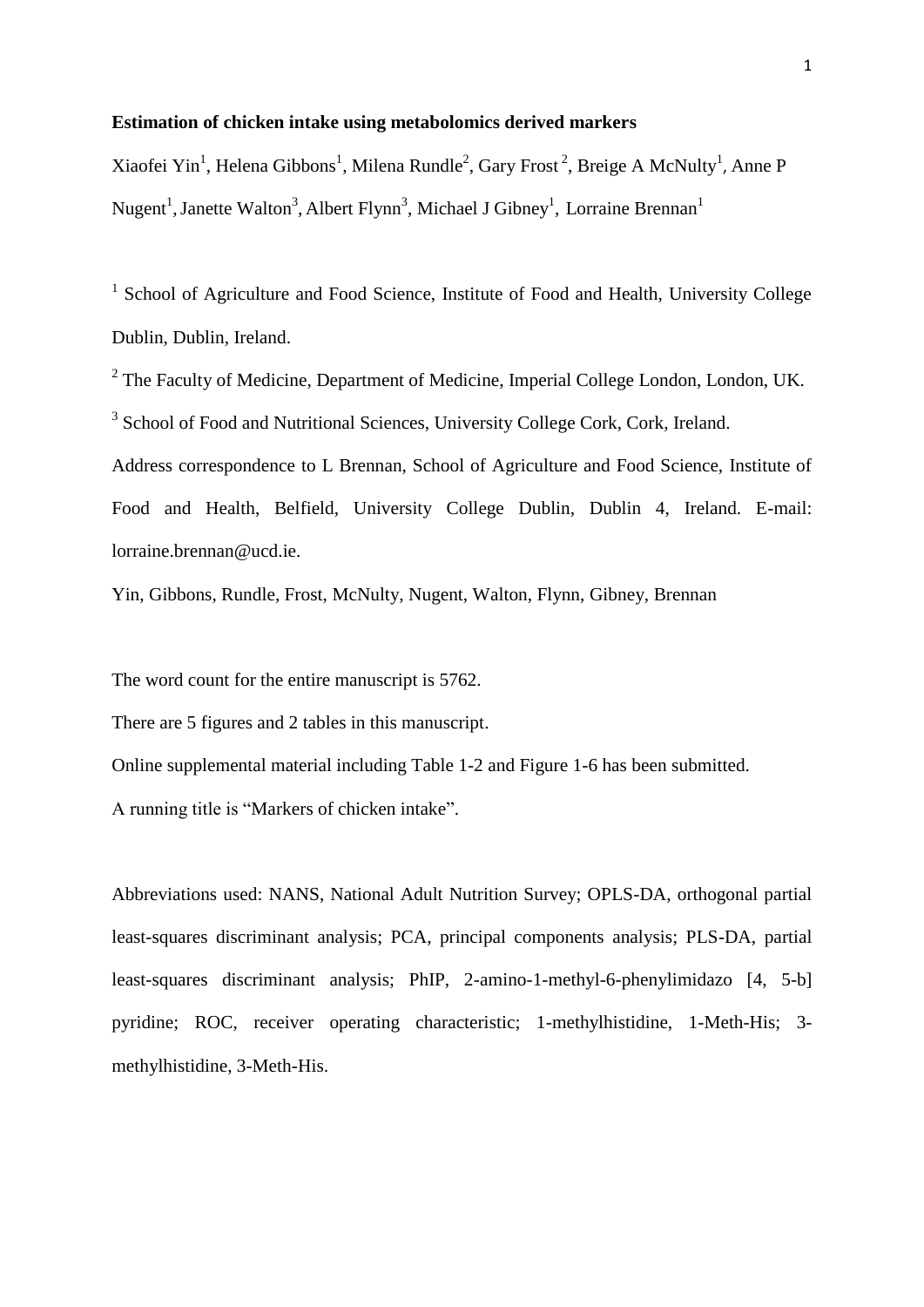**Estimation of chicken intake using metabolomics derived markers**

Xiaofei Yin[1], Helena Gibbons[1], Milena Rundle[2], Gary Frost[2], Breige A McNulty[1], Anne P Nugent[1], Janette Walton[3], Albert Flynn[3], Michael J Gibney[1], Lorraine Brennan[1]

[1] School of Agriculture and Food Science, Institute of Food and Health, University College Dublin, Dublin, Ireland.

[2] The Faculty of Medicine, Department of Medicine, Imperial College London, London, UK.

[3] School of Food and Nutritional Sciences, University College Cork, Cork, Ireland.

Address correspondence to L Brennan, School of Agriculture and Food Science, Institute of Food and Health, Belfield, University College Dublin, Dublin 4, Ireland. E-mail: lorraine.brennan@ucd.ie.

Yin, Gibbons, Rundle, Frost, McNulty, Nugent, Walton, Flynn, Gibney, Brennan

The word count for the entire manuscript is 5762.

There are 5 figures and 2 tables in this manuscript.

Online supplemental material including Table 1-2 and Figure 1-6 has been submitted.

A running title is "Markers of chicken intake".

Abbreviations used: NANS, National Adult Nutrition Survey; OPLS-DA, orthogonal partial least-squares discriminant analysis; PCA, principal components analysis; PLS-DA, partial least-squares discriminant analysis; PhIP, 2-amino-1-methyl-6-phenylimidazo [4, 5-b] pyridine; ROC, receiver operating characteristic; 1-methylhistidine, 1-Meth-His; 3-methylhistidine, 3-Meth-His.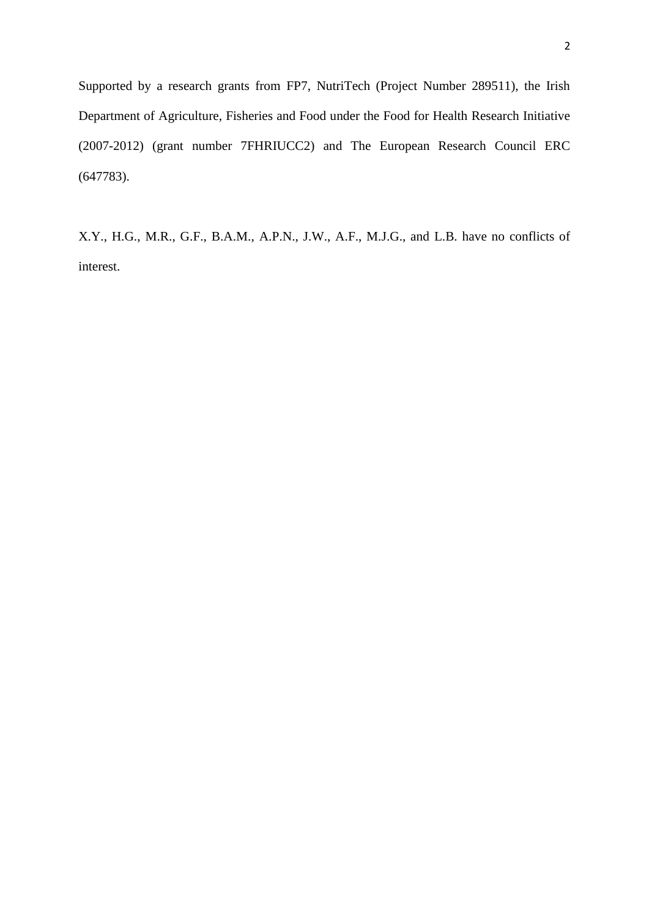Supported by a research grants from FP7, NutriTech (Project Number 289511), the Irish Department of Agriculture, Fisheries and Food under the Food for Health Research Initiative (2007-2012) (grant number 7FHRIUCC2) and The European Research Council ERC (647783).

X.Y., H.G., M.R., G.F., B.A.M., A.P.N., J.W., A.F., M.J.G., and L.B. have no conflicts of interest.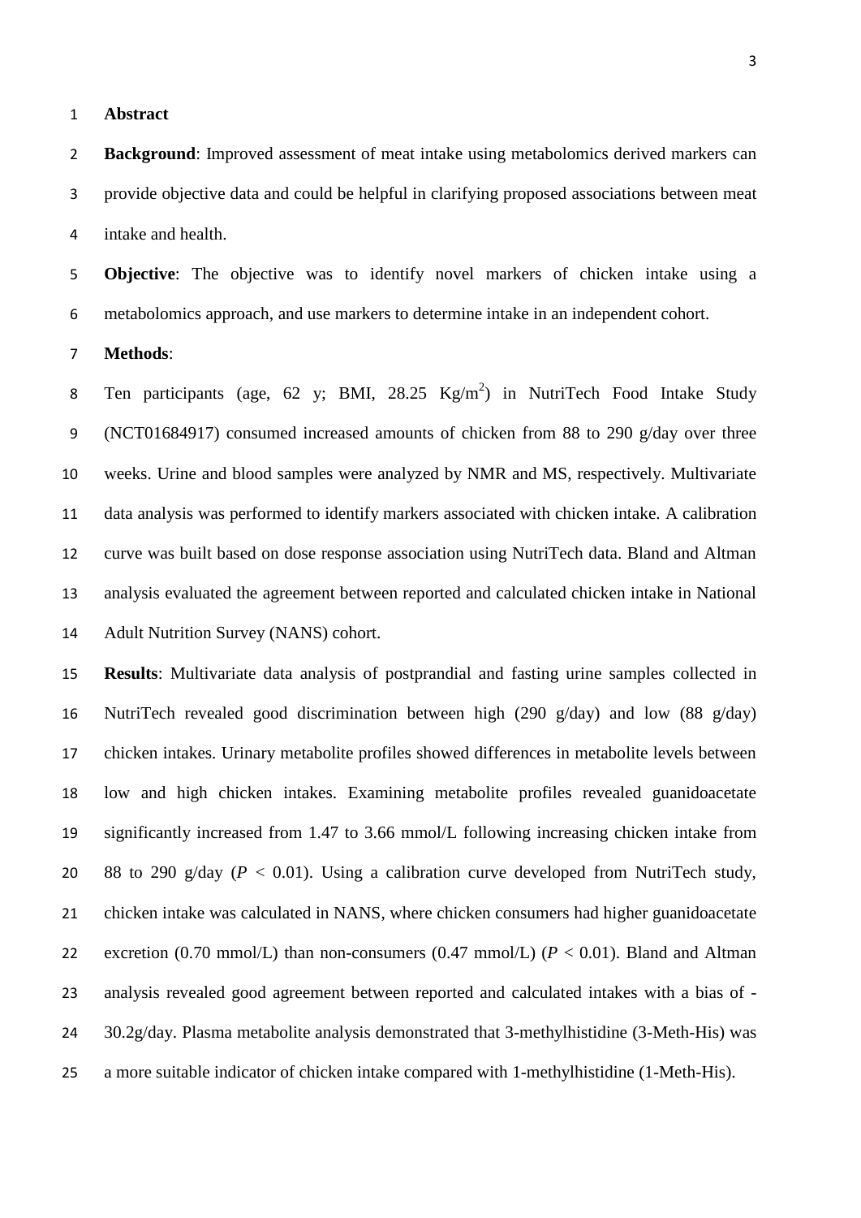**Abstract**

**Background**: Improved assessment of meat intake using metabolomics derived markers can provide objective data and could be helpful in clarifying proposed associations between meat intake and health.

**Objective**: The objective was to identify novel markers of chicken intake using a metabolomics approach, and use markers to determine intake in an independent cohort.

**Methods**:

Ten participants (age, 62 y; BMI, 28.25 $Kg/m^2$) in NutriTech Food Intake Study (NCT01684917) consumed increased amounts of chicken from 88 to 290 g/day over three weeks. Urine and blood samples were analyzed by NMR and MS, respectively. Multivariate data analysis was performed to identify markers associated with chicken intake. A calibration curve was built based on dose response association using NutriTech data. Bland and Altman analysis evaluated the agreement between reported and calculated chicken intake in National Adult Nutrition Survey (NANS) cohort.

**Results**: Multivariate data analysis of postprandial and fasting urine samples collected in NutriTech revealed good discrimination between high (290 g/day) and low (88 g/day) chicken intakes. Urinary metabolite profiles showed differences in metabolite levels between low and high chicken intakes. Examining metabolite profiles revealed guanidoacetate significantly increased from 1.47 to 3.66 mmol/L following increasing chicken intake from 88 to 290 g/day ($P < 0.01$). Using a calibration curve developed from NutriTech study, chicken intake was calculated in NANS, where chicken consumers had higher guanidoacetate excretion (0.70 mmol/L) than non-consumers (0.47 mmol/L) ($P < 0.01$). Bland and Altman analysis revealed good agreement between reported and calculated intakes with a bias of -30.2g/day. Plasma metabolite analysis demonstrated that 3-methylhistidine (3-Meth-His) was a more suitable indicator of chicken intake compared with 1-methylhistidine (1-Meth-His).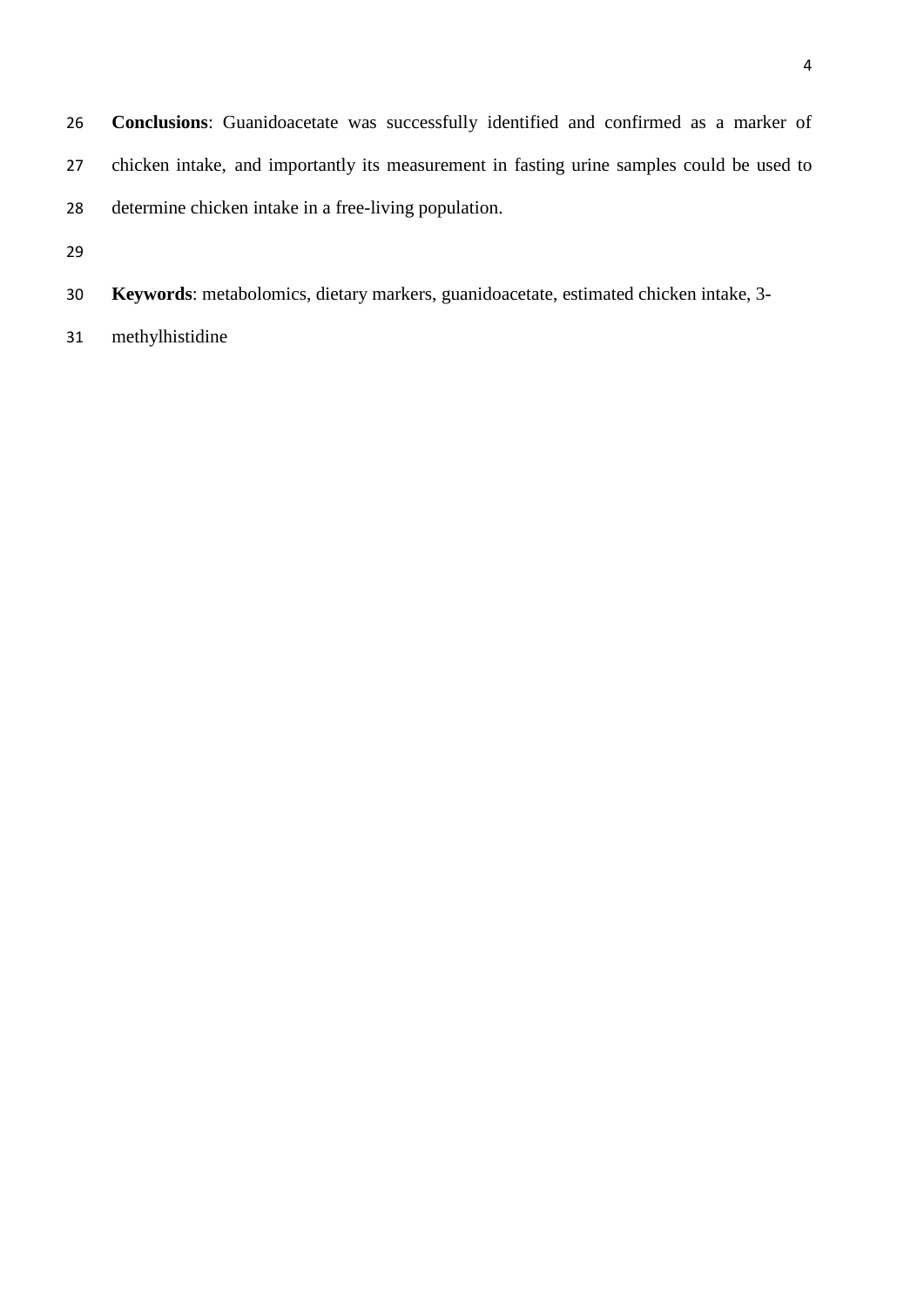**Conclusions**: Guanidoacetate was successfully identified and confirmed as a marker of chicken intake, and importantly its measurement in fasting urine samples could be used to determine chicken intake in a free-living population.

**Keywords**: metabolomics, dietary markers, guanidoacetate, estimated chicken intake, 3-methylhistidine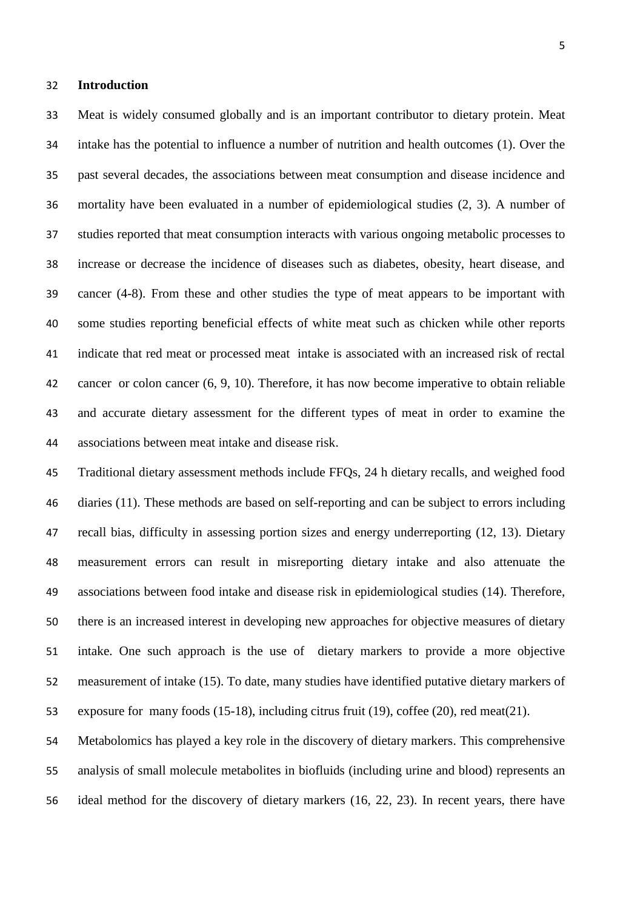## Introduction

Meat is widely consumed globally and is an important contributor to dietary protein. Meat intake has the potential to influence a number of nutrition and health outcomes (1). Over the past several decades, the associations between meat consumption and disease incidence and mortality have been evaluated in a number of epidemiological studies (2, 3). A number of studies reported that meat consumption interacts with various ongoing metabolic processes to increase or decrease the incidence of diseases such as diabetes, obesity, heart disease, and cancer (4-8). From these and other studies the type of meat appears to be important with some studies reporting beneficial effects of white meat such as chicken while other reports indicate that red meat or processed meat intake is associated with an increased risk of rectal cancer or colon cancer (6, 9, 10). Therefore, it has now become imperative to obtain reliable and accurate dietary assessment for the different types of meat in order to examine the associations between meat intake and disease risk.

Traditional dietary assessment methods include FFQs, 24 h dietary recalls, and weighed food diaries (11). These methods are based on self-reporting and can be subject to errors including recall bias, difficulty in assessing portion sizes and energy underreporting (12, 13). Dietary measurement errors can result in misreporting dietary intake and also attenuate the associations between food intake and disease risk in epidemiological studies (14). Therefore, there is an increased interest in developing new approaches for objective measures of dietary intake. One such approach is the use of dietary markers to provide a more objective measurement of intake (15). To date, many studies have identified putative dietary markers of exposure for many foods (15-18), including citrus fruit (19), coffee (20), red meat(21).

Metabolomics has played a key role in the discovery of dietary markers. This comprehensive analysis of small molecule metabolites in biofluids (including urine and blood) represents an ideal method for the discovery of dietary markers (16, 22, 23). In recent years, there have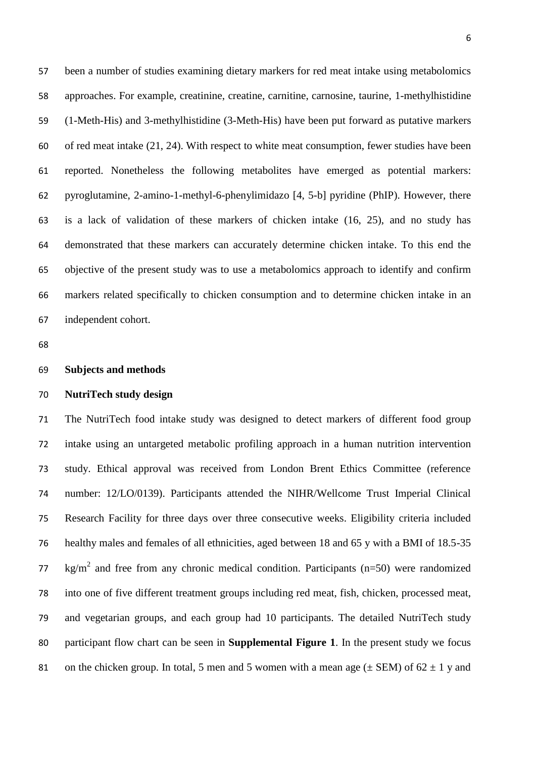been a number of studies examining dietary markers for red meat intake using metabolomics approaches. For example, creatinine, creatine, carnitine, carnosine, taurine, 1-methylhistidine (1-Meth-His) and 3-methylhistidine (3-Meth-His) have been put forward as putative markers of red meat intake (21, 24). With respect to white meat consumption, fewer studies have been reported. Nonetheless the following metabolites have emerged as potential markers: pyroglutamine, 2-amino-1-methyl-6-phenylimidazo [4, 5-b] pyridine (PhIP). However, there is a lack of validation of these markers of chicken intake (16, 25), and no study has demonstrated that these markers can accurately determine chicken intake. To this end the objective of the present study was to use a metabolomics approach to identify and confirm markers related specifically to chicken consumption and to determine chicken intake in an independent cohort.

## Subjects and methods

### NutriTech study design

The NutriTech food intake study was designed to detect markers of different food group intake using an untargeted metabolic profiling approach in a human nutrition intervention study. Ethical approval was received from London Brent Ethics Committee (reference number: 12/LO/0139). Participants attended the NIHR/Wellcome Trust Imperial Clinical Research Facility for three days over three consecutive weeks. Eligibility criteria included healthy males and females of all ethnicities, aged between 18 and 65 y with a BMI of 18.5-35 $kg/m^2$ and free from any chronic medical condition. Participants (n=50) were randomized into one of five different treatment groups including red meat, fish, chicken, processed meat, and vegetarian groups, and each group had 10 participants. The detailed NutriTech study participant flow chart can be seen in **Supplemental Figure 1**. In the present study we focus on the chicken group. In total, 5 men and 5 women with a mean age ($\pm$ SEM) of $62 \pm 1$ y and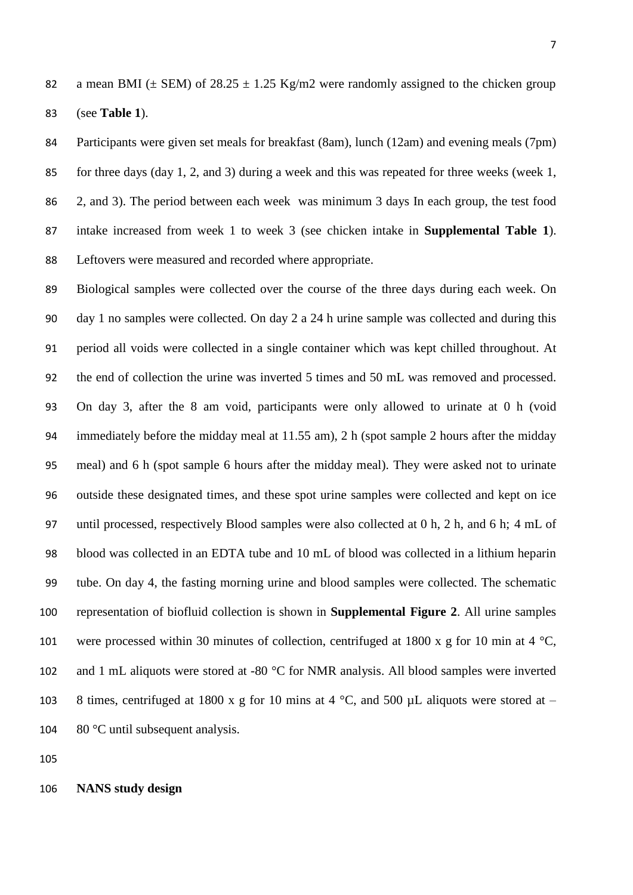a mean BMI (± SEM) of 28.25 ± 1.25 Kg/m2 were randomly assigned to the chicken group (see **Table 1**).

Participants were given set meals for breakfast (8am), lunch (12am) and evening meals (7pm) for three days (day 1, 2, and 3) during a week and this was repeated for three weeks (week 1, 2, and 3). The period between each week  was minimum 3 days In each group, the test food intake increased from week 1 to week 3 (see chicken intake in **Supplemental Table 1**). Leftovers were measured and recorded where appropriate.

Biological samples were collected over the course of the three days during each week. On day 1 no samples were collected. On day 2 a 24 h urine sample was collected and during this period all voids were collected in a single container which was kept chilled throughout. At the end of collection the urine was inverted 5 times and 50 mL was removed and processed. On day 3, after the 8 am void, participants were only allowed to urinate at 0 h (void immediately before the midday meal at 11.55 am), 2 h (spot sample 2 hours after the midday meal) and 6 h (spot sample 6 hours after the midday meal). They were asked not to urinate outside these designated times, and these spot urine samples were collected and kept on ice until processed, respectively Blood samples were also collected at 0 h, 2 h, and 6 h; 4 mL of blood was collected in an EDTA tube and 10 mL of blood was collected in a lithium heparin tube. On day 4, the fasting morning urine and blood samples were collected. The schematic representation of biofluid collection is shown in **Supplemental Figure 2**. All urine samples were processed within 30 minutes of collection, centrifuged at 1800 x g for 10 min at 4 °C, and 1 mL aliquots were stored at -80 °C for NMR analysis. All blood samples were inverted 8 times, centrifuged at 1800 x g for 10 mins at 4 °C, and 500 µL aliquots were stored at – 80 °C until subsequent analysis.

**NANS study design**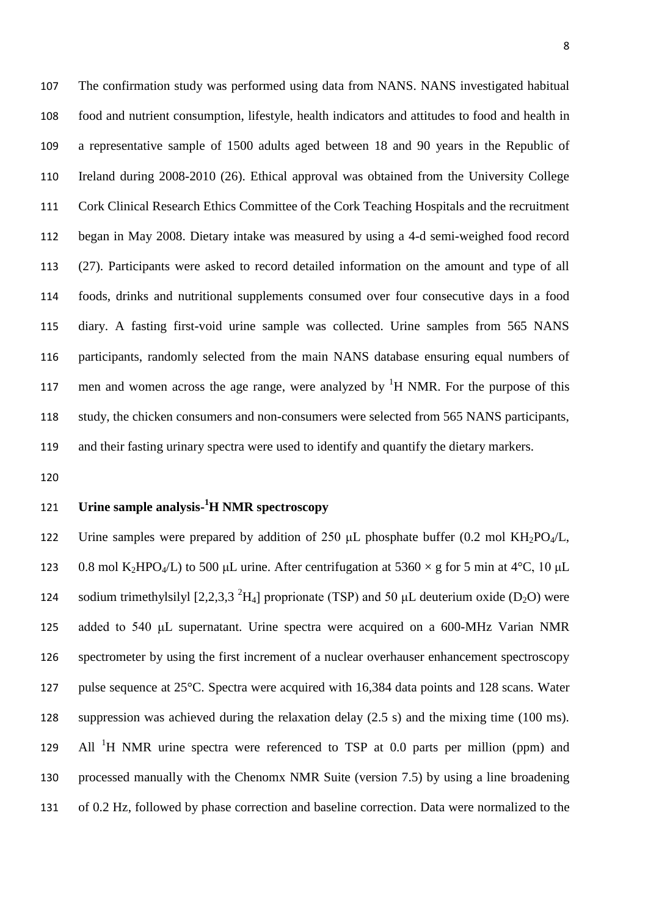The confirmation study was performed using data from NANS. NANS investigated habitual food and nutrient consumption, lifestyle, health indicators and attitudes to food and health in a representative sample of 1500 adults aged between 18 and 90 years in the Republic of Ireland during 2008-2010 (26). Ethical approval was obtained from the University College Cork Clinical Research Ethics Committee of the Cork Teaching Hospitals and the recruitment began in May 2008. Dietary intake was measured by using a 4-d semi-weighed food record (27). Participants were asked to record detailed information on the amount and type of all foods, drinks and nutritional supplements consumed over four consecutive days in a food diary. A fasting first-void urine sample was collected. Urine samples from 565 NANS participants, randomly selected from the main NANS database ensuring equal numbers of men and women across the age range, were analyzed by $^{1}H$ NMR. For the purpose of this study, the chicken consumers and non-consumers were selected from 565 NANS participants, and their fasting urinary spectra were used to identify and quantify the dietary markers.

## Urine sample analysis-$^{1}H$ NMR spectroscopy

Urine samples were prepared by addition of 250 μL phosphate buffer (0.2 mol $KH_2PO_4$/L, 0.8 mol $K_2HPO_4$/L) to 500 μL urine. After centrifugation at 5360 × g for 5 min at 4°C, 10 μL sodium trimethylsilyl [2,2,3,3 $^{2}H_4$] proprionate (TSP) and 50 μL deuterium oxide ($D_2O$) were added to 540 μL supernatant. Urine spectra were acquired on a 600-MHz Varian NMR spectrometer by using the first increment of a nuclear overhauser enhancement spectroscopy pulse sequence at 25°C. Spectra were acquired with 16,384 data points and 128 scans. Water suppression was achieved during the relaxation delay (2.5 s) and the mixing time (100 ms). All $^{1}H$ NMR urine spectra were referenced to TSP at 0.0 parts per million (ppm) and processed manually with the Chenomx NMR Suite (version 7.5) by using a line broadening of 0.2 Hz, followed by phase correction and baseline correction. Data were normalized to the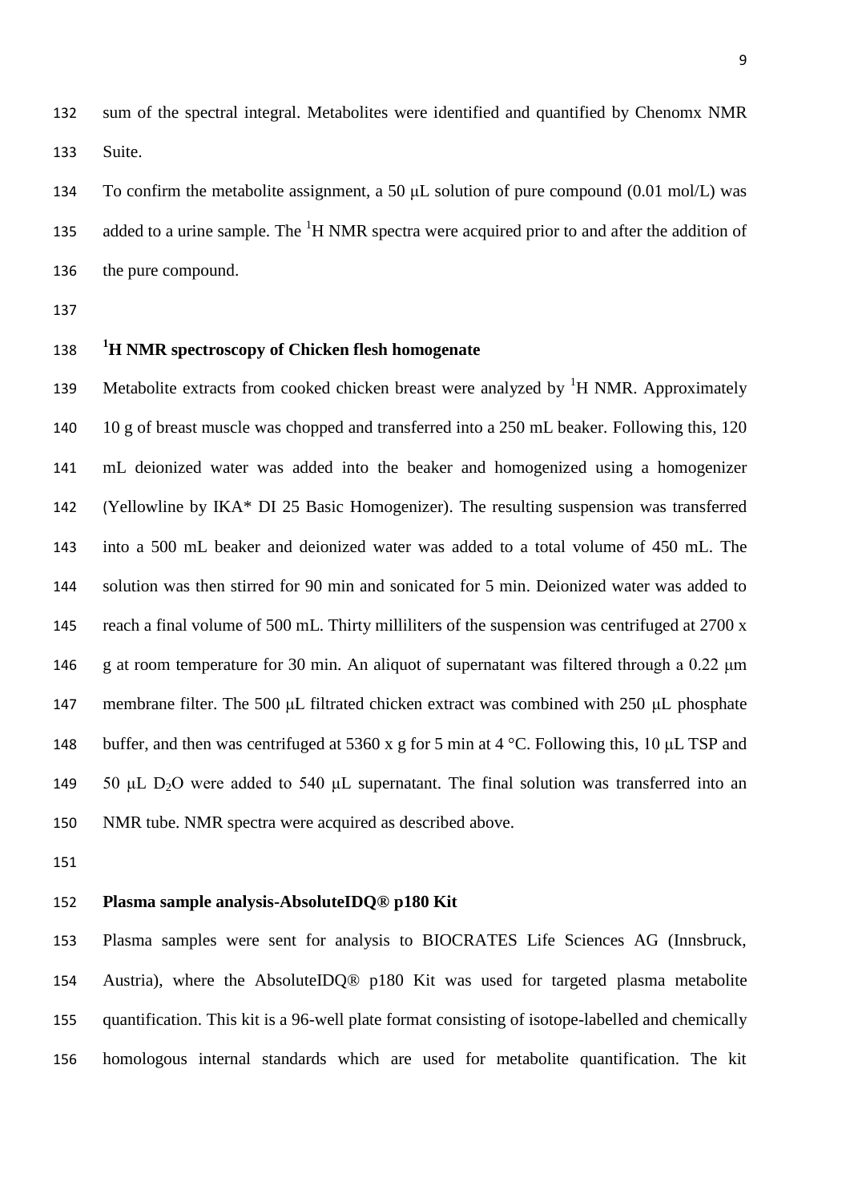sum of the spectral integral. Metabolites were identified and quantified by Chenomx NMR Suite.

To confirm the metabolite assignment, a 50 μL solution of pure compound (0.01 mol/L) was added to a urine sample. The $^{1}$H NMR spectra were acquired prior to and after the addition of the pure compound.

## $^{1}$H NMR spectroscopy of Chicken flesh homogenate

Metabolite extracts from cooked chicken breast were analyzed by $^{1}$H NMR. Approximately 10 g of breast muscle was chopped and transferred into a 250 mL beaker. Following this, 120 mL deionized water was added into the beaker and homogenized using a homogenizer (Yellowline by IKA* DI 25 Basic Homogenizer). The resulting suspension was transferred into a 500 mL beaker and deionized water was added to a total volume of 450 mL. The solution was then stirred for 90 min and sonicated for 5 min. Deionized water was added to reach a final volume of 500 mL. Thirty milliliters of the suspension was centrifuged at 2700 x g at room temperature for 30 min. An aliquot of supernatant was filtered through a 0.22 μm membrane filter. The 500 μL filtrated chicken extract was combined with 250 μL phosphate buffer, and then was centrifuged at 5360 x g for 5 min at 4 °C. Following this, 10 μL TSP and 50 μL $D_2O$ were added to 540 μL supernatant. The final solution was transferred into an NMR tube. NMR spectra were acquired as described above.

## Plasma sample analysis-AbsoluteIDQ® p180 Kit

Plasma samples were sent for analysis to BIOCRATES Life Sciences AG (Innsbruck, Austria), where the AbsoluteIDQ® p180 Kit was used for targeted plasma metabolite quantification. This kit is a 96-well plate format consisting of isotope-labelled and chemically homologous internal standards which are used for metabolite quantification. The kit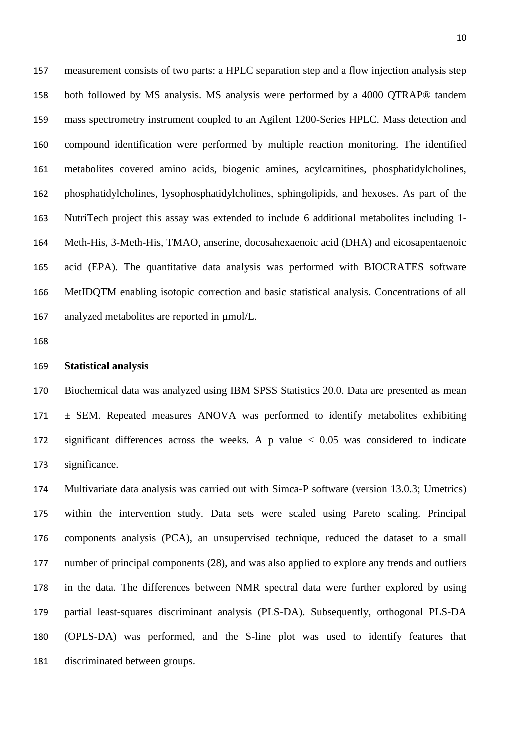measurement consists of two parts: a HPLC separation step and a flow injection analysis step both followed by MS analysis. MS analysis were performed by a 4000 QTRAP® tandem mass spectrometry instrument coupled to an Agilent 1200-Series HPLC. Mass detection and compound identification were performed by multiple reaction monitoring. The identified metabolites covered amino acids, biogenic amines, acylcarnitines, phosphatidylcholines, phosphatidylcholines, lysophosphatidylcholines, sphingolipids, and hexoses. As part of the NutriTech project this assay was extended to include 6 additional metabolites including 1-Meth-His, 3-Meth-His, TMAO, anserine, docosahexaenoic acid (DHA) and eicosapentaenoic acid (EPA). The quantitative data analysis was performed with BIOCRATES software MetIDQTM enabling isotopic correction and basic statistical analysis. Concentrations of all analyzed metabolites are reported in µmol/L.

**Statistical analysis**

Biochemical data was analyzed using IBM SPSS Statistics 20.0. Data are presented as mean ± SEM. Repeated measures ANOVA was performed to identify metabolites exhibiting significant differences across the weeks. A p value $< 0.05$ was considered to indicate significance.

Multivariate data analysis was carried out with Simca-P software (version 13.0.3; Umetrics) within the intervention study. Data sets were scaled using Pareto scaling. Principal components analysis (PCA), an unsupervised technique, reduced the dataset to a small number of principal components (28), and was also applied to explore any trends and outliers in the data. The differences between NMR spectral data were further explored by using partial least-squares discriminant analysis (PLS-DA). Subsequently, orthogonal PLS-DA (OPLS-DA) was performed, and the S-line plot was used to identify features that discriminated between groups.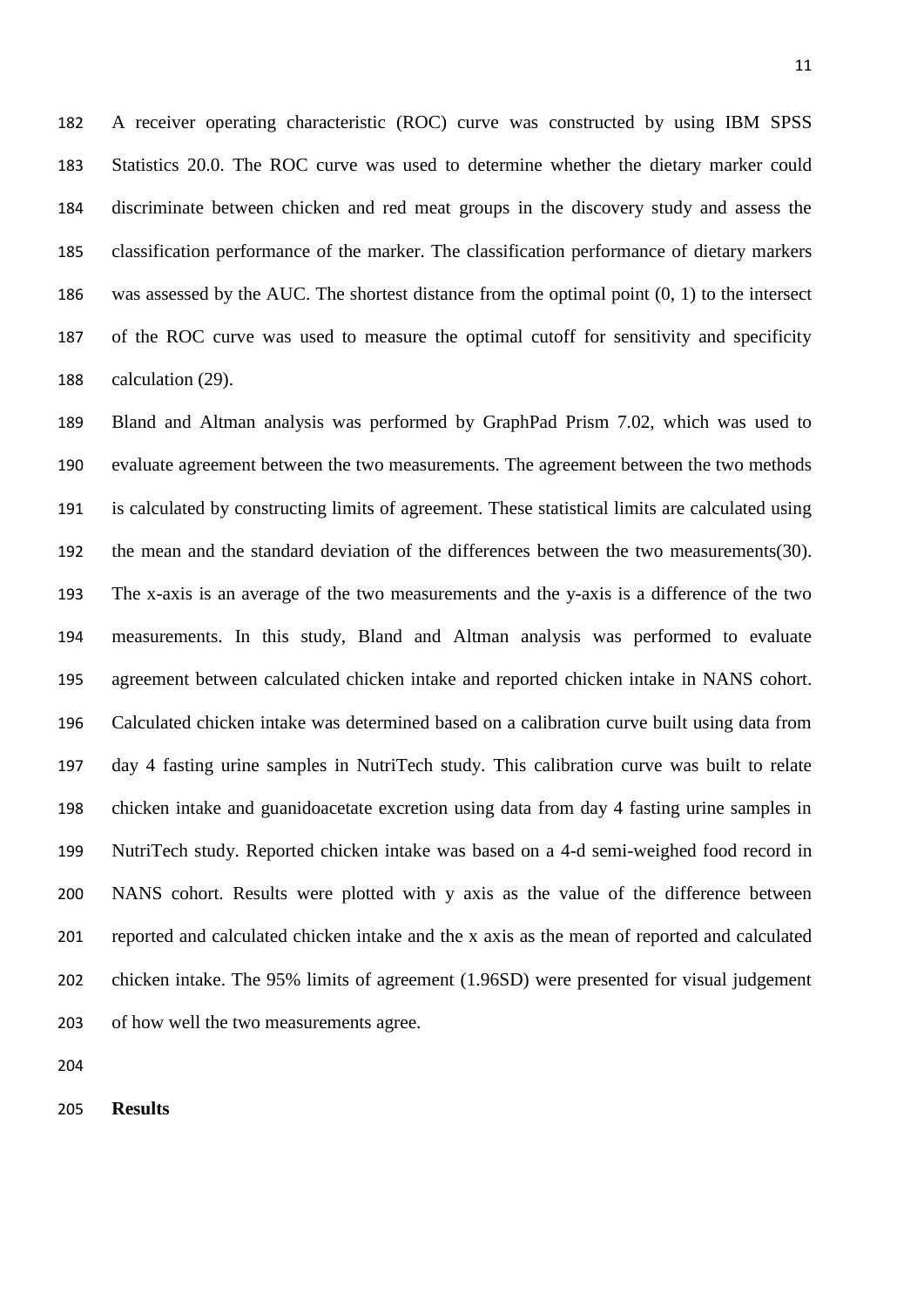A receiver operating characteristic (ROC) curve was constructed by using IBM SPSS Statistics 20.0. The ROC curve was used to determine whether the dietary marker could discriminate between chicken and red meat groups in the discovery study and assess the classification performance of the marker. The classification performance of dietary markers was assessed by the AUC. The shortest distance from the optimal point (0, 1) to the intersect of the ROC curve was used to measure the optimal cutoff for sensitivity and specificity calculation (29).

Bland and Altman analysis was performed by GraphPad Prism 7.02, which was used to evaluate agreement between the two measurements. The agreement between the two methods is calculated by constructing limits of agreement. These statistical limits are calculated using the mean and the standard deviation of the differences between the two measurements(30). The x-axis is an average of the two measurements and the y-axis is a difference of the two measurements. In this study, Bland and Altman analysis was performed to evaluate agreement between calculated chicken intake and reported chicken intake in NANS cohort. Calculated chicken intake was determined based on a calibration curve built using data from day 4 fasting urine samples in NutriTech study. This calibration curve was built to relate chicken intake and guanidoacetate excretion using data from day 4 fasting urine samples in NutriTech study. Reported chicken intake was based on a 4-d semi-weighed food record in NANS cohort. Results were plotted with y axis as the value of the difference between reported and calculated chicken intake and the x axis as the mean of reported and calculated chicken intake. The 95% limits of agreement (1.96SD) were presented for visual judgement of how well the two measurements agree.

**Results**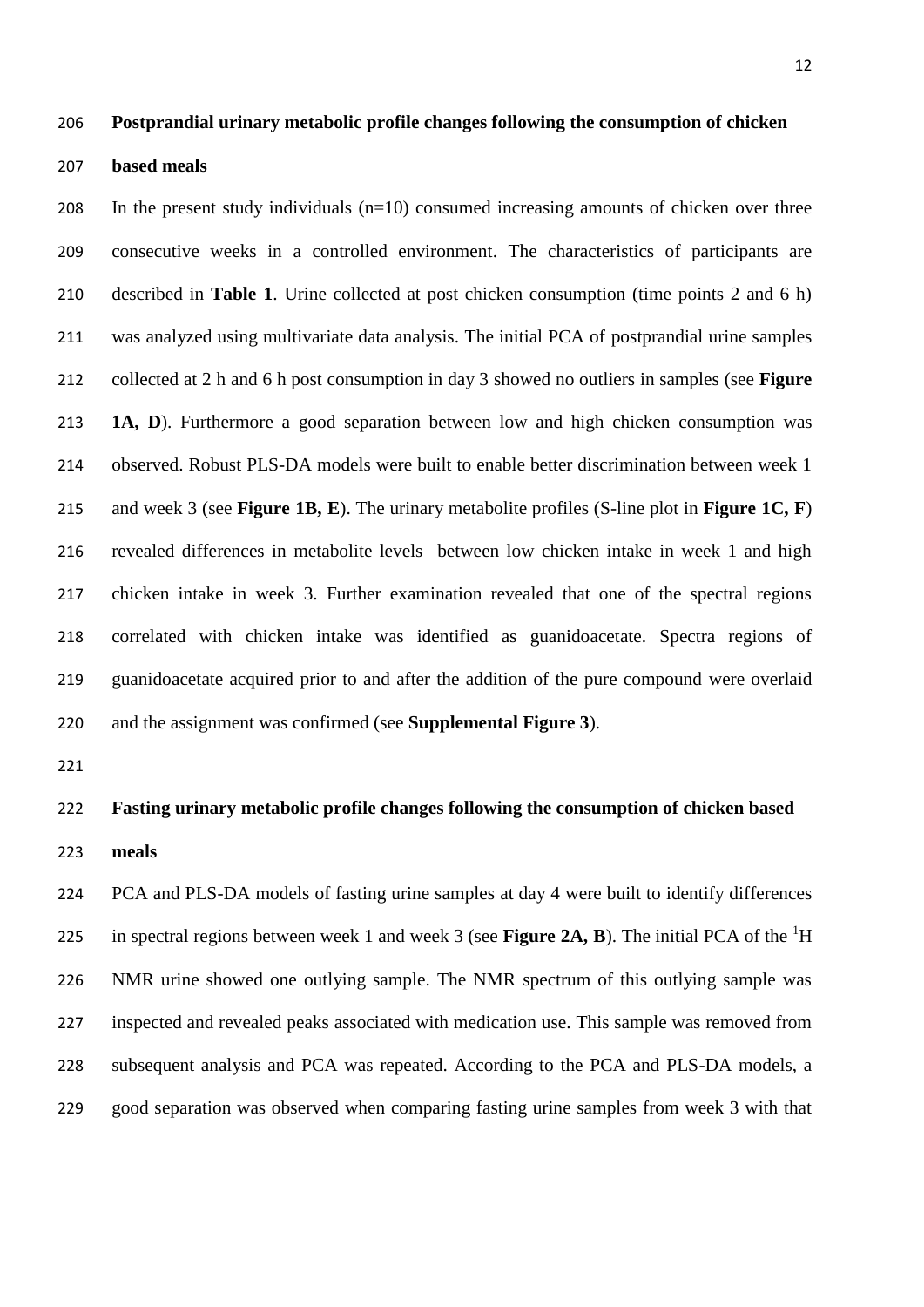**Postprandial urinary metabolic profile changes following the consumption of chicken based meals**

In the present study individuals (n=10) consumed increasing amounts of chicken over three consecutive weeks in a controlled environment. The characteristics of participants are described in **Table 1**. Urine collected at post chicken consumption (time points 2 and 6 h) was analyzed using multivariate data analysis. The initial PCA of postprandial urine samples collected at 2 h and 6 h post consumption in day 3 showed no outliers in samples (see **Figure 1A, D**). Furthermore a good separation between low and high chicken consumption was observed. Robust PLS-DA models were built to enable better discrimination between week 1 and week 3 (see **Figure 1B, E**). The urinary metabolite profiles (S-line plot in **Figure 1C, F**) revealed differences in metabolite levels between low chicken intake in week 1 and high chicken intake in week 3. Further examination revealed that one of the spectral regions correlated with chicken intake was identified as guanidoacetate. Spectra regions of guanidoacetate acquired prior to and after the addition of the pure compound were overlaid and the assignment was confirmed (see **Supplemental Figure 3**).

**Fasting urinary metabolic profile changes following the consumption of chicken based meals**

PCA and PLS-DA models of fasting urine samples at day 4 were built to identify differences in spectral regions between week 1 and week 3 (see **Figure 2A, B**). The initial PCA of the $^{1}$H NMR urine showed one outlying sample. The NMR spectrum of this outlying sample was inspected and revealed peaks associated with medication use. This sample was removed from subsequent analysis and PCA was repeated. According to the PCA and PLS-DA models, a good separation was observed when comparing fasting urine samples from week 3 with that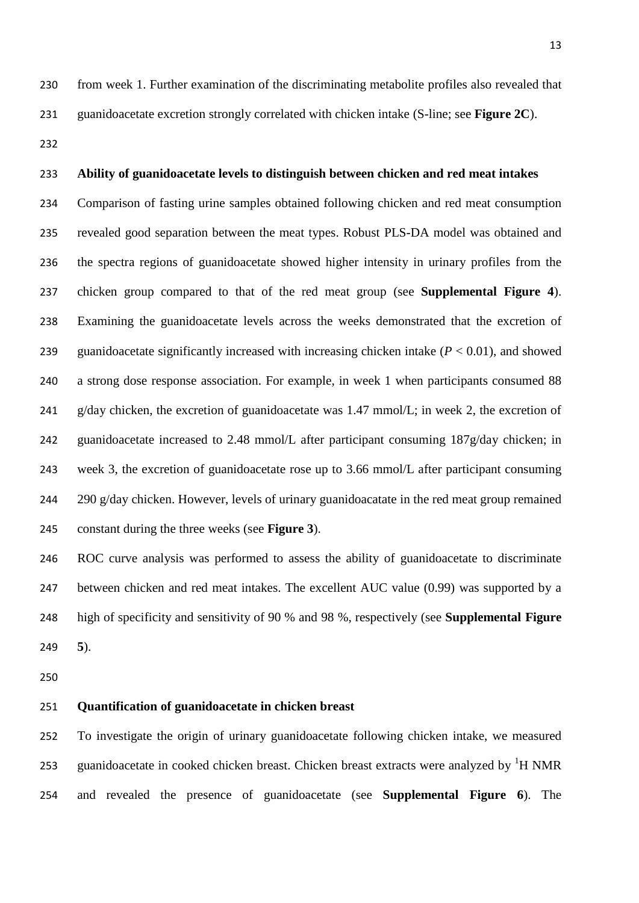from week 1. Further examination of the discriminating metabolite profiles also revealed that guanidoacetate excretion strongly correlated with chicken intake (S-line; see **Figure 2C**).

### Ability of guanidoacetate levels to distinguish between chicken and red meat intakes

Comparison of fasting urine samples obtained following chicken and red meat consumption revealed good separation between the meat types. Robust PLS-DA model was obtained and the spectra regions of guanidoacetate showed higher intensity in urinary profiles from the chicken group compared to that of the red meat group (see **Supplemental Figure 4**). Examining the guanidoacetate levels across the weeks demonstrated that the excretion of guanidoacetate significantly increased with increasing chicken intake ($P < 0.01$), and showed a strong dose response association. For example, in week 1 when participants consumed 88 g/day chicken, the excretion of guanidoacetate was 1.47 mmol/L; in week 2, the excretion of guanidoacetate increased to 2.48 mmol/L after participant consuming 187g/day chicken; in week 3, the excretion of guanidoacetate rose up to 3.66 mmol/L after participant consuming 290 g/day chicken. However, levels of urinary guanidoacatate in the red meat group remained constant during the three weeks (see **Figure 3**).

ROC curve analysis was performed to assess the ability of guanidoacetate to discriminate between chicken and red meat intakes. The excellent AUC value (0.99) was supported by a high of specificity and sensitivity of 90 % and 98 %, respectively (see **Supplemental Figure 5**).

### Quantification of guanidoacetate in chicken breast

To investigate the origin of urinary guanidoacetate following chicken intake, we measured guanidoacetate in cooked chicken breast. Chicken breast extracts were analyzed by $^{1}$H NMR and revealed the presence of guanidoacetate (see **Supplemental Figure 6**). The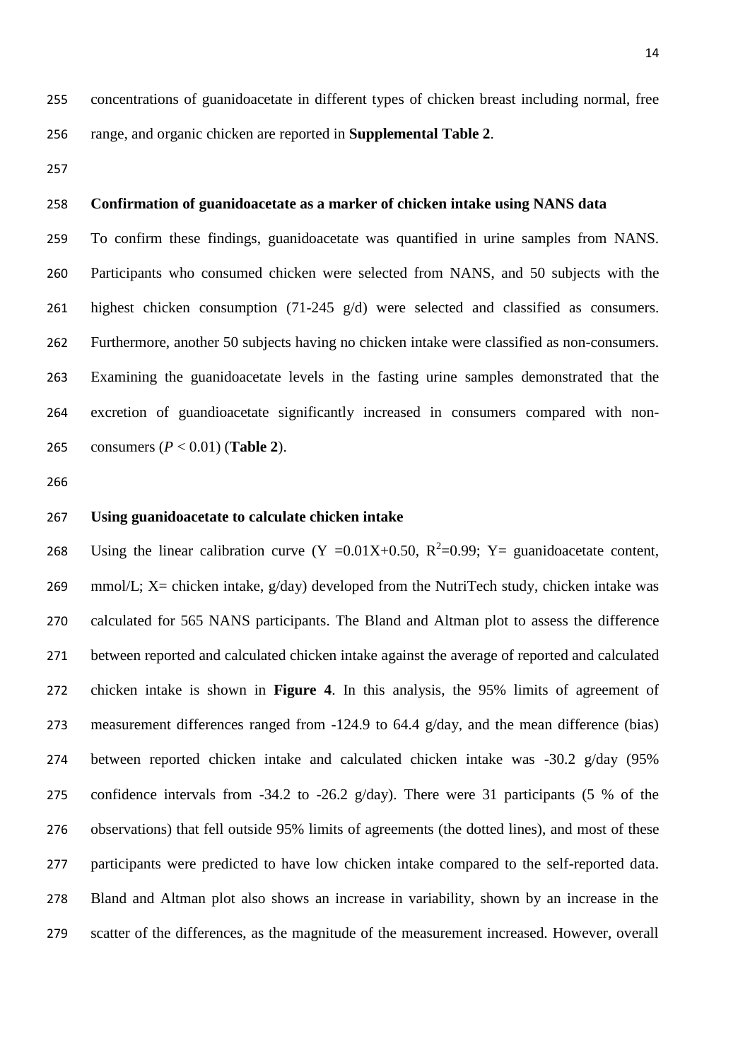concentrations of guanidoacetate in different types of chicken breast including normal, free range, and organic chicken are reported in **Supplemental Table 2**.

**Confirmation of guanidoacetate as a marker of chicken intake using NANS data**

To confirm these findings, guanidoacetate was quantified in urine samples from NANS. Participants who consumed chicken were selected from NANS, and 50 subjects with the highest chicken consumption (71-245 g/d) were selected and classified as consumers. Furthermore, another 50 subjects having no chicken intake were classified as non-consumers. Examining the guanidoacetate levels in the fasting urine samples demonstrated that the excretion of guandioacetate significantly increased in consumers compared with non-consumers ($P < 0.01$) (**Table 2**).

**Using guanidoacetate to calculate chicken intake**

Using the linear calibration curve ($Y = 0.01X + 0.50$, $R^2 = 0.99$; Y= guanidoacetate content, mmol/L; X= chicken intake, g/day) developed from the NutriTech study, chicken intake was calculated for 565 NANS participants. The Bland and Altman plot to assess the difference between reported and calculated chicken intake against the average of reported and calculated chicken intake is shown in **Figure 4**. In this analysis, the 95% limits of agreement of measurement differences ranged from -124.9 to 64.4 g/day, and the mean difference (bias) between reported chicken intake and calculated chicken intake was -30.2 g/day (95% confidence intervals from -34.2 to -26.2 g/day). There were 31 participants (5 % of the observations) that fell outside 95% limits of agreements (the dotted lines), and most of these participants were predicted to have low chicken intake compared to the self-reported data. Bland and Altman plot also shows an increase in variability, shown by an increase in the scatter of the differences, as the magnitude of the measurement increased. However, overall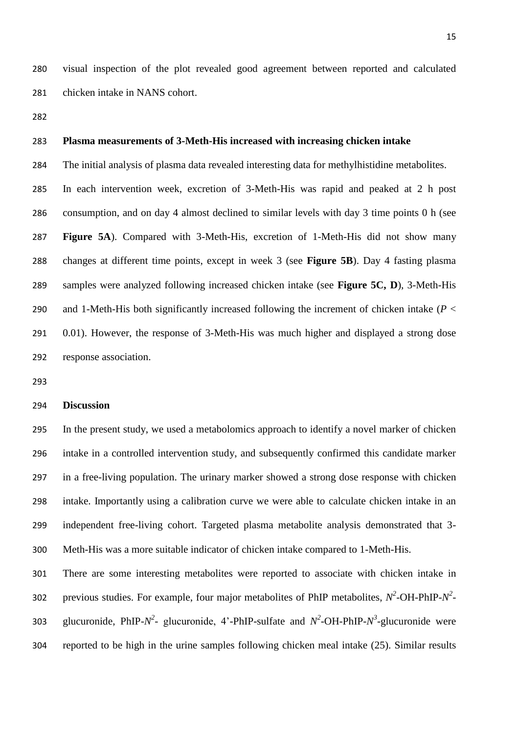visual inspection of the plot revealed good agreement between reported and calculated chicken intake in NANS cohort.

### Plasma measurements of 3-Meth-His increased with increasing chicken intake

The initial analysis of plasma data revealed interesting data for methylhistidine metabolites. In each intervention week, excretion of 3-Meth-His was rapid and peaked at 2 h post consumption, and on day 4 almost declined to similar levels with day 3 time points 0 h (see **Figure 5A**). Compared with 3-Meth-His, excretion of 1-Meth-His did not show many changes at different time points, except in week 3 (see **Figure 5B**). Day 4 fasting plasma samples were analyzed following increased chicken intake (see **Figure 5C, D**), 3-Meth-His and 1-Meth-His both significantly increased following the increment of chicken intake ($P < 0.01$). However, the response of 3-Meth-His was much higher and displayed a strong dose response association.

### Discussion

In the present study, we used a metabolomics approach to identify a novel marker of chicken intake in a controlled intervention study, and subsequently confirmed this candidate marker in a free-living population. The urinary marker showed a strong dose response with chicken intake. Importantly using a calibration curve we were able to calculate chicken intake in an independent free-living cohort. Targeted plasma metabolite analysis demonstrated that 3-Meth-His was a more suitable indicator of chicken intake compared to 1-Meth-His.

There are some interesting metabolites were reported to associate with chicken intake in previous studies. For example, four major metabolites of PhIP metabolites, $N^2$-OH-PhIP-$N^2$-glucuronide, PhIP-$N^2$- glucuronide, 4'-PhIP-sulfate and $N^2$-OH-PhIP-$N^3$-glucuronide were reported to be high in the urine samples following chicken meal intake (25). Similar results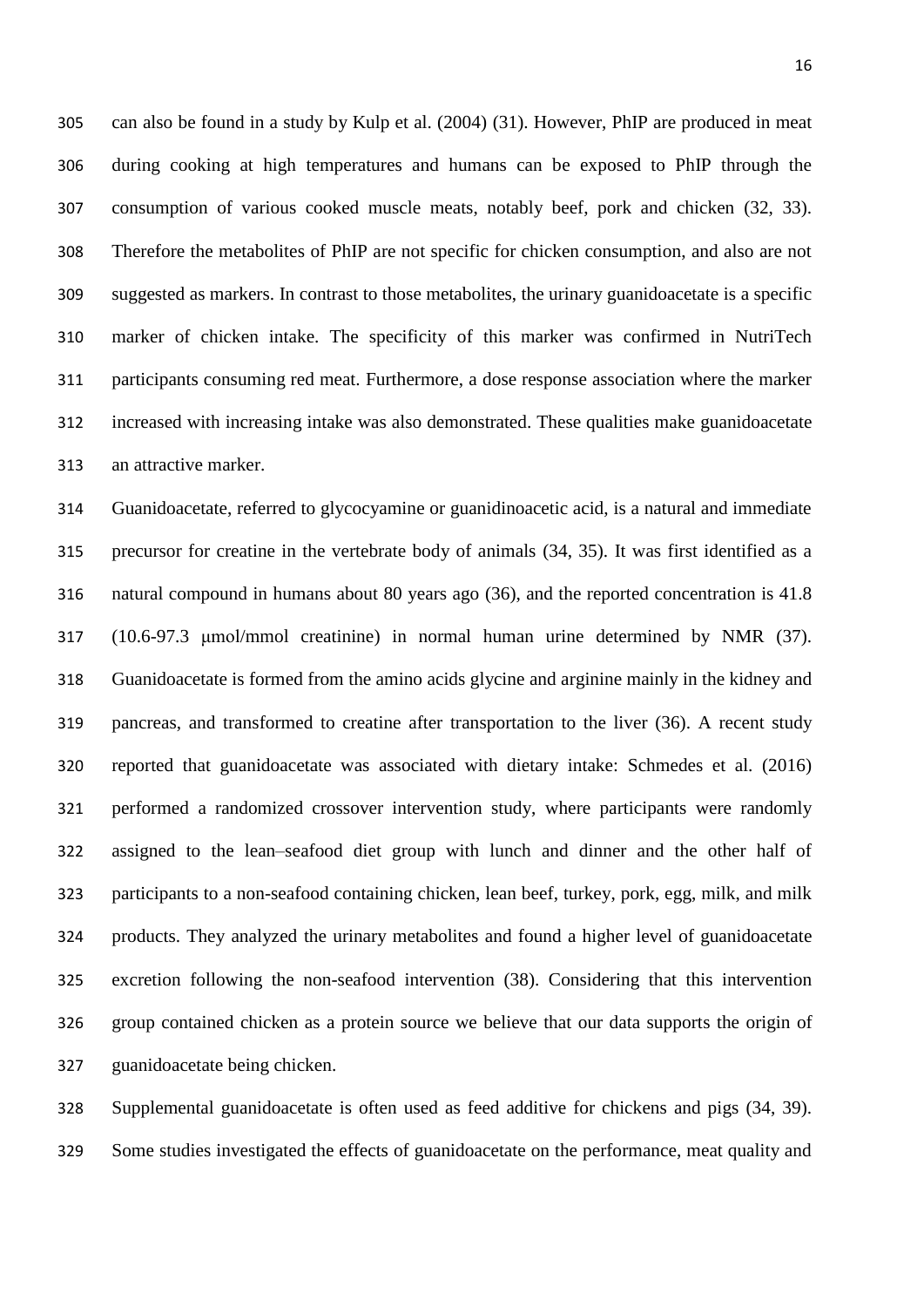can also be found in a study by Kulp et al. (2004) (31). However, PhIP are produced in meat during cooking at high temperatures and humans can be exposed to PhIP through the consumption of various cooked muscle meats, notably beef, pork and chicken (32, 33). Therefore the metabolites of PhIP are not specific for chicken consumption, and also are not suggested as markers. In contrast to those metabolites, the urinary guanidoacetate is a specific marker of chicken intake. The specificity of this marker was confirmed in NutriTech participants consuming red meat. Furthermore, a dose response association where the marker increased with increasing intake was also demonstrated. These qualities make guanidoacetate an attractive marker.

Guanidoacetate, referred to glycocyamine or guanidinoacetic acid, is a natural and immediate precursor for creatine in the vertebrate body of animals (34, 35). It was first identified as a natural compound in humans about 80 years ago (36), and the reported concentration is 41.8 (10.6-97.3 μmol/mmol creatinine) in normal human urine determined by NMR (37). Guanidoacetate is formed from the amino acids glycine and arginine mainly in the kidney and pancreas, and transformed to creatine after transportation to the liver (36). A recent study reported that guanidoacetate was associated with dietary intake: Schmedes et al. (2016) performed a randomized crossover intervention study, where participants were randomly assigned to the lean–seafood diet group with lunch and dinner and the other half of participants to a non-seafood containing chicken, lean beef, turkey, pork, egg, milk, and milk products. They analyzed the urinary metabolites and found a higher level of guanidoacetate excretion following the non-seafood intervention (38). Considering that this intervention group contained chicken as a protein source we believe that our data supports the origin of guanidoacetate being chicken.

Supplemental guanidoacetate is often used as feed additive for chickens and pigs (34, 39). Some studies investigated the effects of guanidoacetate on the performance, meat quality and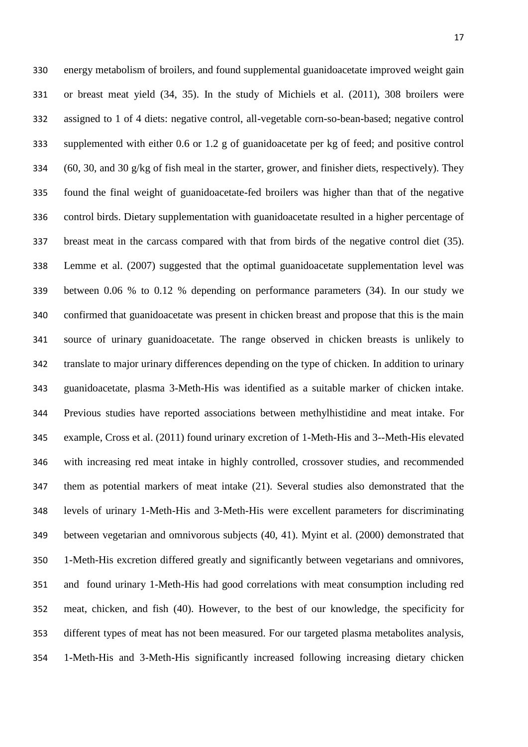energy metabolism of broilers, and found supplemental guanidoacetate improved weight gain or breast meat yield (34, 35). In the study of Michiels et al. (2011), 308 broilers were assigned to 1 of 4 diets: negative control, all-vegetable corn-so-bean-based; negative control supplemented with either 0.6 or 1.2 g of guanidoacetate per kg of feed; and positive control (60, 30, and 30 g/kg of fish meal in the starter, grower, and finisher diets, respectively). They found the final weight of guanidoacetate-fed broilers was higher than that of the negative control birds. Dietary supplementation with guanidoacetate resulted in a higher percentage of breast meat in the carcass compared with that from birds of the negative control diet (35). Lemme et al. (2007) suggested that the optimal guanidoacetate supplementation level was between 0.06 % to 0.12 % depending on performance parameters (34). In our study we confirmed that guanidoacetate was present in chicken breast and propose that this is the main source of urinary guanidoacetate. The range observed in chicken breasts is unlikely to translate to major urinary differences depending on the type of chicken. In addition to urinary guanidoacetate, plasma 3-Meth-His was identified as a suitable marker of chicken intake. Previous studies have reported associations between methylhistidine and meat intake. For example, Cross et al. (2011) found urinary excretion of 1-Meth-His and 3--Meth-His elevated with increasing red meat intake in highly controlled, crossover studies, and recommended them as potential markers of meat intake (21). Several studies also demonstrated that the levels of urinary 1-Meth-His and 3-Meth-His were excellent parameters for discriminating between vegetarian and omnivorous subjects (40, 41). Myint et al. (2000) demonstrated that 1-Meth-His excretion differed greatly and significantly between vegetarians and omnivores, and found urinary 1-Meth-His had good correlations with meat consumption including red meat, chicken, and fish (40). However, to the best of our knowledge, the specificity for different types of meat has not been measured. For our targeted plasma metabolites analysis, 1-Meth-His and 3-Meth-His significantly increased following increasing dietary chicken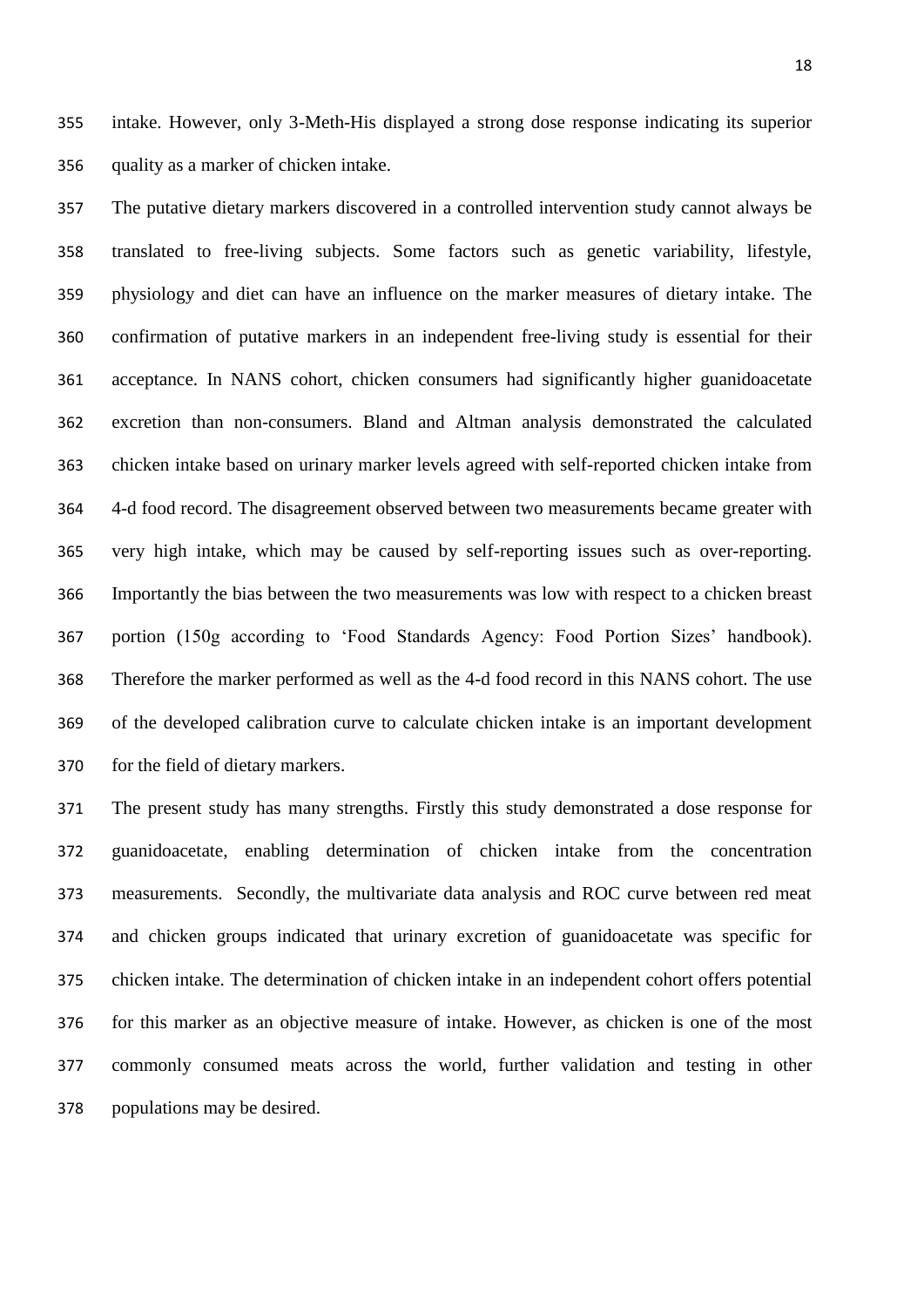intake. However, only 3-Meth-His displayed a strong dose response indicating its superior quality as a marker of chicken intake.

The putative dietary markers discovered in a controlled intervention study cannot always be translated to free-living subjects. Some factors such as genetic variability, lifestyle, physiology and diet can have an influence on the marker measures of dietary intake. The confirmation of putative markers in an independent free-living study is essential for their acceptance. In NANS cohort, chicken consumers had significantly higher guanidoacetate excretion than non-consumers. Bland and Altman analysis demonstrated the calculated chicken intake based on urinary marker levels agreed with self-reported chicken intake from 4-d food record. The disagreement observed between two measurements became greater with very high intake, which may be caused by self-reporting issues such as over-reporting. Importantly the bias between the two measurements was low with respect to a chicken breast portion (150g according to 'Food Standards Agency: Food Portion Sizes' handbook). Therefore the marker performed as well as the 4-d food record in this NANS cohort. The use of the developed calibration curve to calculate chicken intake is an important development for the field of dietary markers.

The present study has many strengths. Firstly this study demonstrated a dose response for guanidoacetate, enabling determination of chicken intake from the concentration measurements. Secondly, the multivariate data analysis and ROC curve between red meat and chicken groups indicated that urinary excretion of guanidoacetate was specific for chicken intake. The determination of chicken intake in an independent cohort offers potential for this marker as an objective measure of intake. However, as chicken is one of the most commonly consumed meats across the world, further validation and testing in other populations may be desired.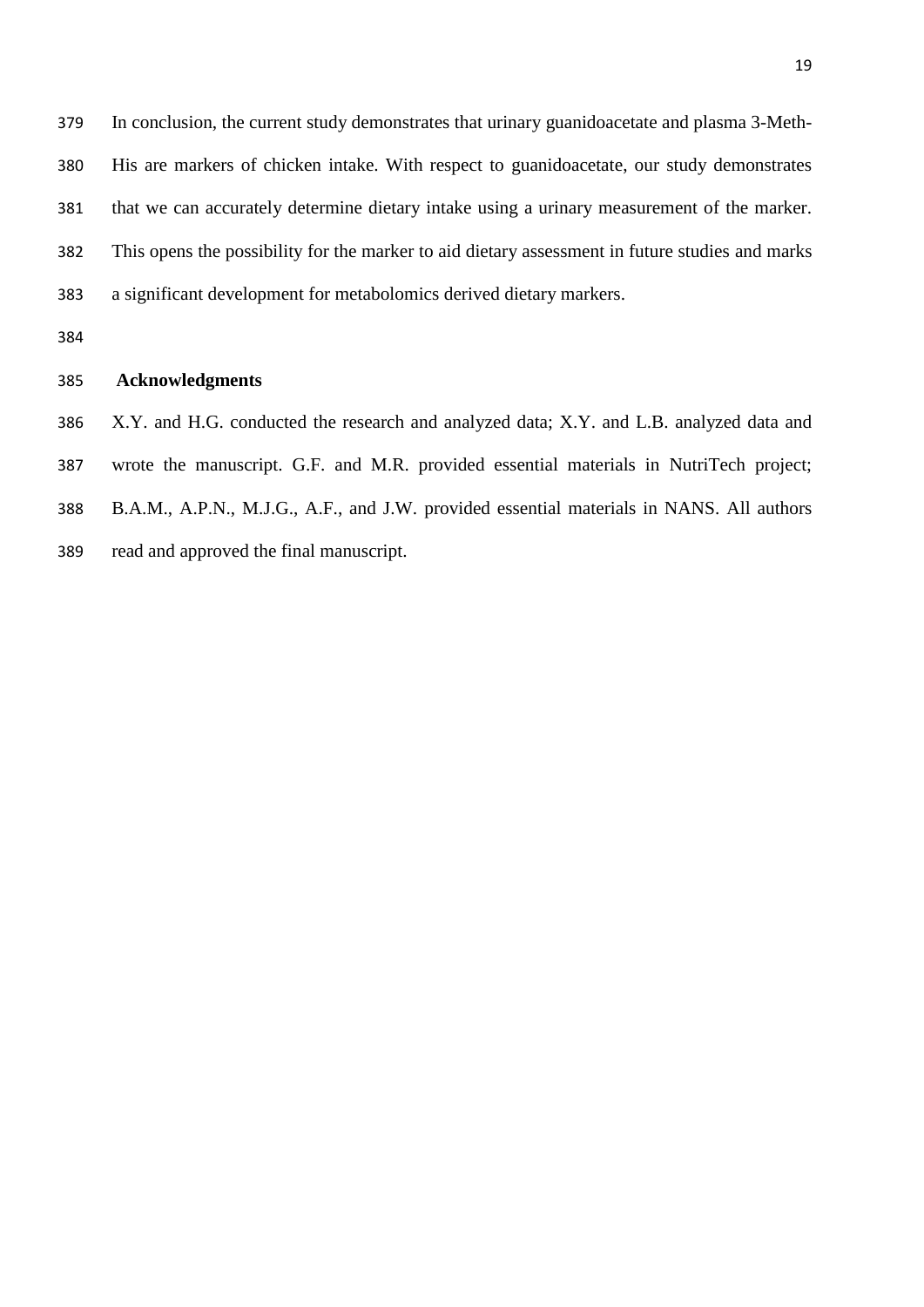In conclusion, the current study demonstrates that urinary guanidoacetate and plasma 3-Meth-His are markers of chicken intake. With respect to guanidoacetate, our study demonstrates that we can accurately determine dietary intake using a urinary measurement of the marker. This opens the possibility for the marker to aid dietary assessment in future studies and marks a significant development for metabolomics derived dietary markers.

## Acknowledgments

X.Y. and H.G. conducted the research and analyzed data; X.Y. and L.B. analyzed data and wrote the manuscript. G.F. and M.R. provided essential materials in NutriTech project; B.A.M., A.P.N., M.J.G., A.F., and J.W. provided essential materials in NANS. All authors read and approved the final manuscript.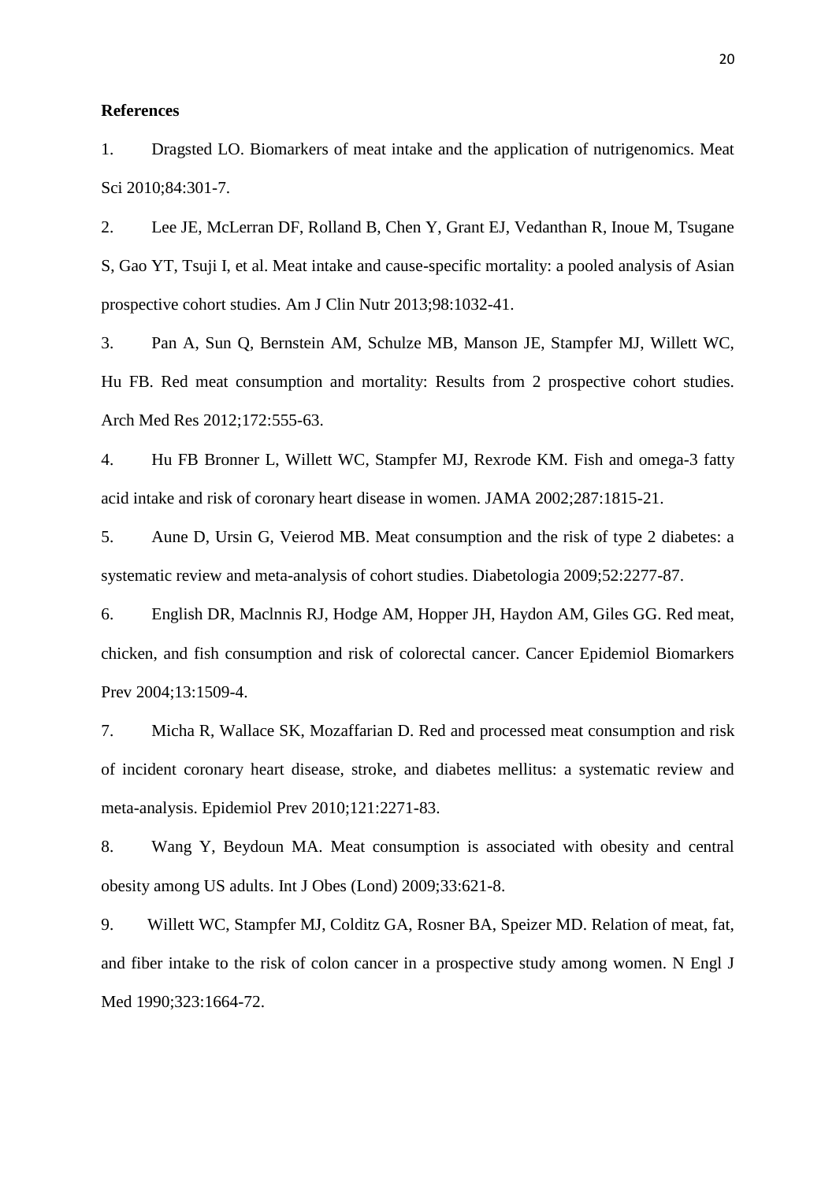**References**

1. Dragsted LO. Biomarkers of meat intake and the application of nutrigenomics. Meat Sci 2010;84:301-7.

2. Lee JE, McLerran DF, Rolland B, Chen Y, Grant EJ, Vedanthan R, Inoue M, Tsugane S, Gao YT, Tsuji I, et al. Meat intake and cause-specific mortality: a pooled analysis of Asian prospective cohort studies. Am J Clin Nutr 2013;98:1032-41.

3. Pan A, Sun Q, Bernstein AM, Schulze MB, Manson JE, Stampfer MJ, Willett WC, Hu FB. Red meat consumption and mortality: Results from 2 prospective cohort studies. Arch Med Res 2012;172:555-63.

4. Hu FB Bronner L, Willett WC, Stampfer MJ, Rexrode KM. Fish and omega-3 fatty acid intake and risk of coronary heart disease in women. JAMA 2002;287:1815-21.

5. Aune D, Ursin G, Veierod MB. Meat consumption and the risk of type 2 diabetes: a systematic review and meta-analysis of cohort studies. Diabetologia 2009;52:2277-87.

6. English DR, Maclnnis RJ, Hodge AM, Hopper JH, Haydon AM, Giles GG. Red meat, chicken, and fish consumption and risk of colorectal cancer. Cancer Epidemiol Biomarkers Prev 2004;13:1509-4.

7. Micha R, Wallace SK, Mozaffarian D. Red and processed meat consumption and risk of incident coronary heart disease, stroke, and diabetes mellitus: a systematic review and meta-analysis. Epidemiol Prev 2010;121:2271-83.

8. Wang Y, Beydoun MA. Meat consumption is associated with obesity and central obesity among US adults. Int J Obes (Lond) 2009;33:621-8.

9. Willett WC, Stampfer MJ, Colditz GA, Rosner BA, Speizer MD. Relation of meat, fat, and fiber intake to the risk of colon cancer in a prospective study among women. N Engl J Med 1990;323:1664-72.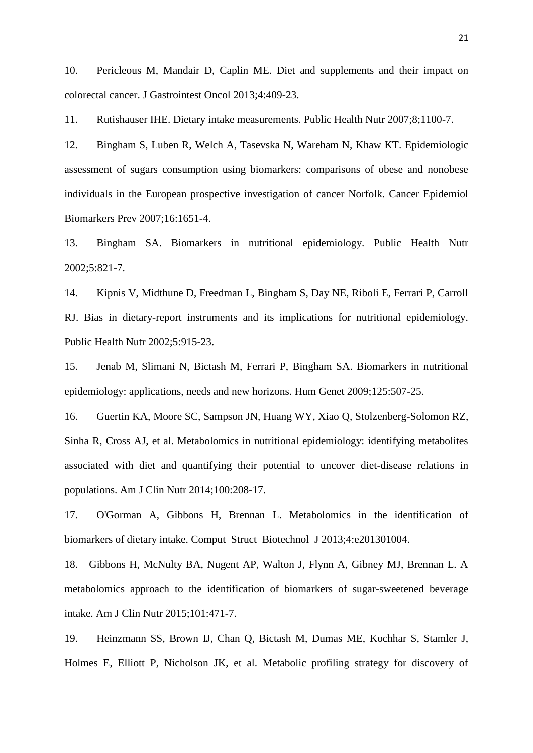10. Pericleous M, Mandair D, Caplin ME. Diet and supplements and their impact on colorectal cancer. J Gastrointest Oncol 2013;4:409-23.

11. Rutishauser IHE. Dietary intake measurements. Public Health Nutr 2007;8;1100-7.

12. Bingham S, Luben R, Welch A, Tasevska N, Wareham N, Khaw KT. Epidemiologic assessment of sugars consumption using biomarkers: comparisons of obese and nonobese individuals in the European prospective investigation of cancer Norfolk. Cancer Epidemiol Biomarkers Prev 2007;16:1651-4.

13. Bingham SA. Biomarkers in nutritional epidemiology. Public Health Nutr 2002;5:821-7.

14. Kipnis V, Midthune D, Freedman L, Bingham S, Day NE, Riboli E, Ferrari P, Carroll RJ. Bias in dietary-report instruments and its implications for nutritional epidemiology. Public Health Nutr 2002;5:915-23.

15. Jenab M, Slimani N, Bictash M, Ferrari P, Bingham SA. Biomarkers in nutritional epidemiology: applications, needs and new horizons. Hum Genet 2009;125:507-25.

16. Guertin KA, Moore SC, Sampson JN, Huang WY, Xiao Q, Stolzenberg-Solomon RZ, Sinha R, Cross AJ, et al. Metabolomics in nutritional epidemiology: identifying metabolites associated with diet and quantifying their potential to uncover diet-disease relations in populations. Am J Clin Nutr 2014;100:208-17.

17. O'Gorman A, Gibbons H, Brennan L. Metabolomics in the identification of biomarkers of dietary intake. Comput Struct Biotechnol J 2013;4:e201301004.

18. Gibbons H, McNulty BA, Nugent AP, Walton J, Flynn A, Gibney MJ, Brennan L. A metabolomics approach to the identification of biomarkers of sugar-sweetened beverage intake. Am J Clin Nutr 2015;101:471-7.

19. Heinzmann SS, Brown IJ, Chan Q, Bictash M, Dumas ME, Kochhar S, Stamler J, Holmes E, Elliott P, Nicholson JK, et al. Metabolic profiling strategy for discovery of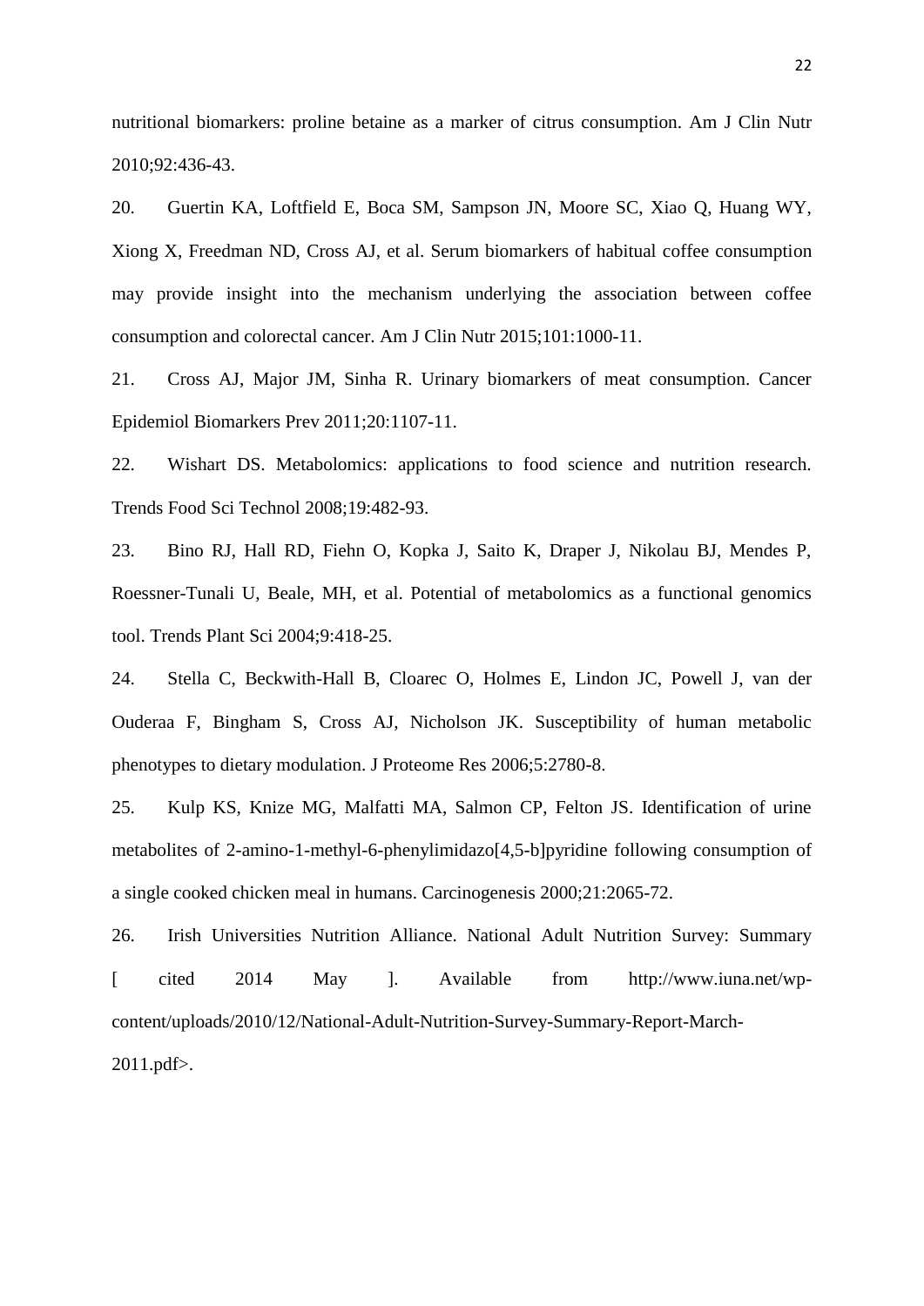nutritional biomarkers: proline betaine as a marker of citrus consumption. Am J Clin Nutr 2010;92:436-43.

20. Guertin KA, Loftfield E, Boca SM, Sampson JN, Moore SC, Xiao Q, Huang WY, Xiong X, Freedman ND, Cross AJ, et al. Serum biomarkers of habitual coffee consumption may provide insight into the mechanism underlying the association between coffee consumption and colorectal cancer. Am J Clin Nutr 2015;101:1000-11.

21. Cross AJ, Major JM, Sinha R. Urinary biomarkers of meat consumption. Cancer Epidemiol Biomarkers Prev 2011;20:1107-11.

22. Wishart DS. Metabolomics: applications to food science and nutrition research. Trends Food Sci Technol 2008;19:482-93.

23. Bino RJ, Hall RD, Fiehn O, Kopka J, Saito K, Draper J, Nikolau BJ, Mendes P, Roessner-Tunali U, Beale, MH, et al. Potential of metabolomics as a functional genomics tool. Trends Plant Sci 2004;9:418-25.

24. Stella C, Beckwith-Hall B, Cloarec O, Holmes E, Lindon JC, Powell J, van der Ouderaa F, Bingham S, Cross AJ, Nicholson JK. Susceptibility of human metabolic phenotypes to dietary modulation. J Proteome Res 2006;5:2780-8.

25. Kulp KS, Knize MG, Malfatti MA, Salmon CP, Felton JS. Identification of urine metabolites of 2-amino-1-methyl-6-phenylimidazo[4,5-b]pyridine following consumption of a single cooked chicken meal in humans. Carcinogenesis 2000;21:2065-72.

26. Irish Universities Nutrition Alliance. National Adult Nutrition Survey: Summary [ cited 2014 May ]. Available from http://www.iuna.net/wp-content/uploads/2010/12/National-Adult-Nutrition-Survey-Summary-Report-March-2011.pdf>.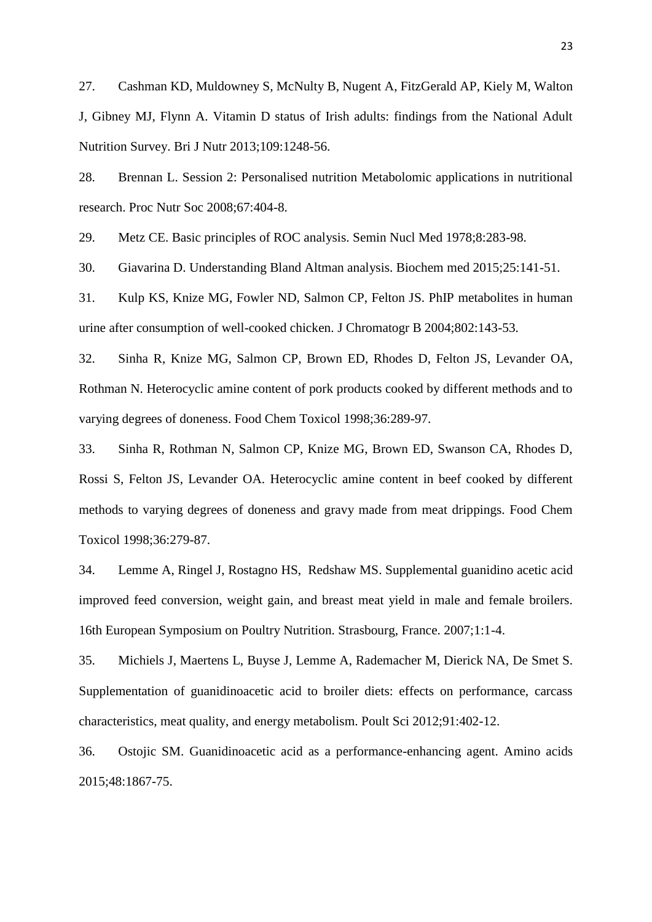27. Cashman KD, Muldowney S, McNulty B, Nugent A, FitzGerald AP, Kiely M, Walton J, Gibney MJ, Flynn A. Vitamin D status of Irish adults: findings from the National Adult Nutrition Survey. Bri J Nutr 2013;109:1248-56.

28. Brennan L. Session 2: Personalised nutrition Metabolomic applications in nutritional research. Proc Nutr Soc 2008;67:404-8.

29. Metz CE. Basic principles of ROC analysis. Semin Nucl Med 1978;8:283-98.

30. Giavarina D. Understanding Bland Altman analysis. Biochem med 2015;25:141-51.

31. Kulp KS, Knize MG, Fowler ND, Salmon CP, Felton JS. PhIP metabolites in human urine after consumption of well-cooked chicken. J Chromatogr B 2004;802:143-53.

32. Sinha R, Knize MG, Salmon CP, Brown ED, Rhodes D, Felton JS, Levander OA, Rothman N. Heterocyclic amine content of pork products cooked by different methods and to varying degrees of doneness. Food Chem Toxicol 1998;36:289-97.

33. Sinha R, Rothman N, Salmon CP, Knize MG, Brown ED, Swanson CA, Rhodes D, Rossi S, Felton JS, Levander OA. Heterocyclic amine content in beef cooked by different methods to varying degrees of doneness and gravy made from meat drippings. Food Chem Toxicol 1998;36:279-87.

34. Lemme A, Ringel J, Rostagno HS, Redshaw MS. Supplemental guanidino acetic acid improved feed conversion, weight gain, and breast meat yield in male and female broilers. 16th European Symposium on Poultry Nutrition. Strasbourg, France. 2007;1:1-4.

35. Michiels J, Maertens L, Buyse J, Lemme A, Rademacher M, Dierick NA, De Smet S. Supplementation of guanidinoacetic acid to broiler diets: effects on performance, carcass characteristics, meat quality, and energy metabolism. Poult Sci 2012;91:402-12.

36. Ostojic SM. Guanidinoacetic acid as a performance-enhancing agent. Amino acids 2015;48:1867-75.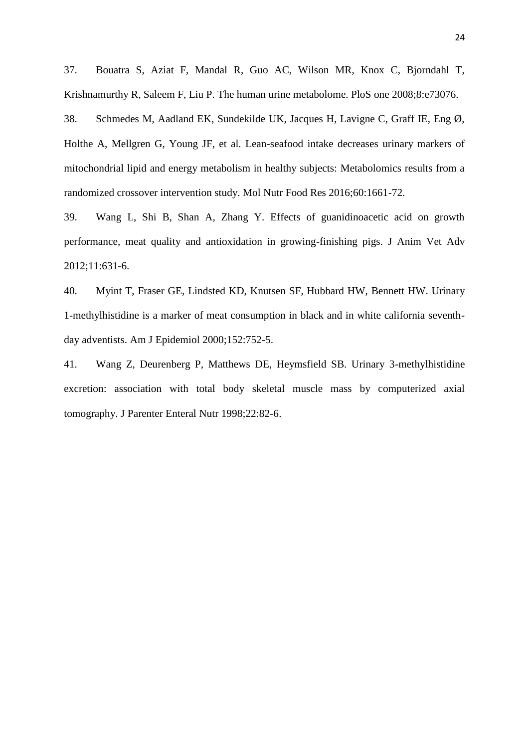37. Bouatra S, Aziat F, Mandal R, Guo AC, Wilson MR, Knox C, Bjorndahl T, Krishnamurthy R, Saleem F, Liu P. The human urine metabolome. PloS one 2008;8:e73076.

38. Schmedes M, Aadland EK, Sundekilde UK, Jacques H, Lavigne C, Graff IE, Eng Ø, Holthe A, Mellgren G, Young JF, et al. Lean-seafood intake decreases urinary markers of mitochondrial lipid and energy metabolism in healthy subjects: Metabolomics results from a randomized crossover intervention study. Mol Nutr Food Res 2016;60:1661-72.

39. Wang L, Shi B, Shan A, Zhang Y. Effects of guanidinoacetic acid on growth performance, meat quality and antioxidation in growing-finishing pigs. J Anim Vet Adv 2012;11:631-6.

40. Myint T, Fraser GE, Lindsted KD, Knutsen SF, Hubbard HW, Bennett HW. Urinary 1-methylhistidine is a marker of meat consumption in black and in white california seventh-day adventists. Am J Epidemiol 2000;152:752-5.

41. Wang Z, Deurenberg P, Matthews DE, Heymsfield SB. Urinary 3-methylhistidine excretion: association with total body skeletal muscle mass by computerized axial tomography. J Parenter Enteral Nutr 1998;22:82-6.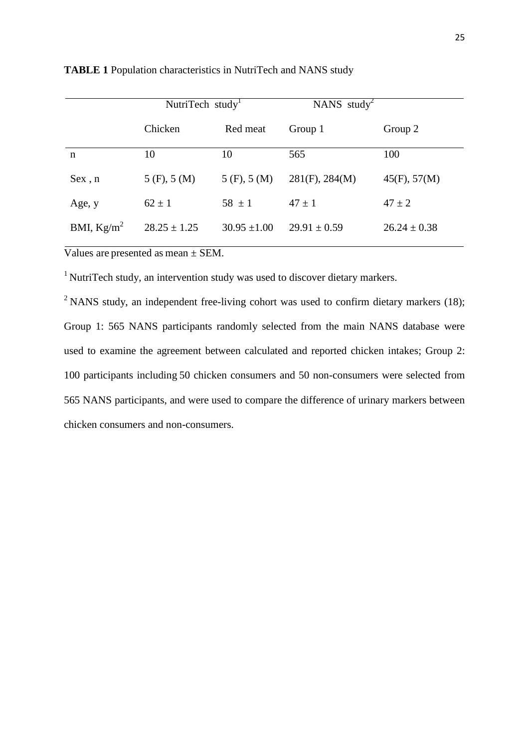**TABLE 1** Population characteristics in NutriTech and NANS study

| | NutriTech study[1] | | NANS study[2] | |
|---|---|---|---|---|
| | Chicken | Red meat | Group 1 | Group 2 |
| n | 10 | 10 | 565 | 100 |
| Sex , n | 5 (F), 5 (M) | 5 (F), 5 (M) | 281(F), 284(M) | 45(F), 57(M) |
| Age, y | 62 ± 1 | 58 ± 1 | 47 ± 1 | 47 ± 2 |
| BMI, Kg/m$^2$ | 28.25 ± 1.25 | 30.95 ±1.00 | 29.91 ± 0.59 | 26.24 ± 0.38 |

Values are presented as mean ± SEM.

[1] NutriTech study, an intervention study was used to discover dietary markers.

[2] NANS study, an independent free-living cohort was used to confirm dietary markers (18); Group 1: 565 NANS participants randomly selected from the main NANS database were used to examine the agreement between calculated and reported chicken intakes; Group 2: 100 participants including 50 chicken consumers and 50 non-consumers were selected from 565 NANS participants, and were used to compare the difference of urinary markers between chicken consumers and non-consumers.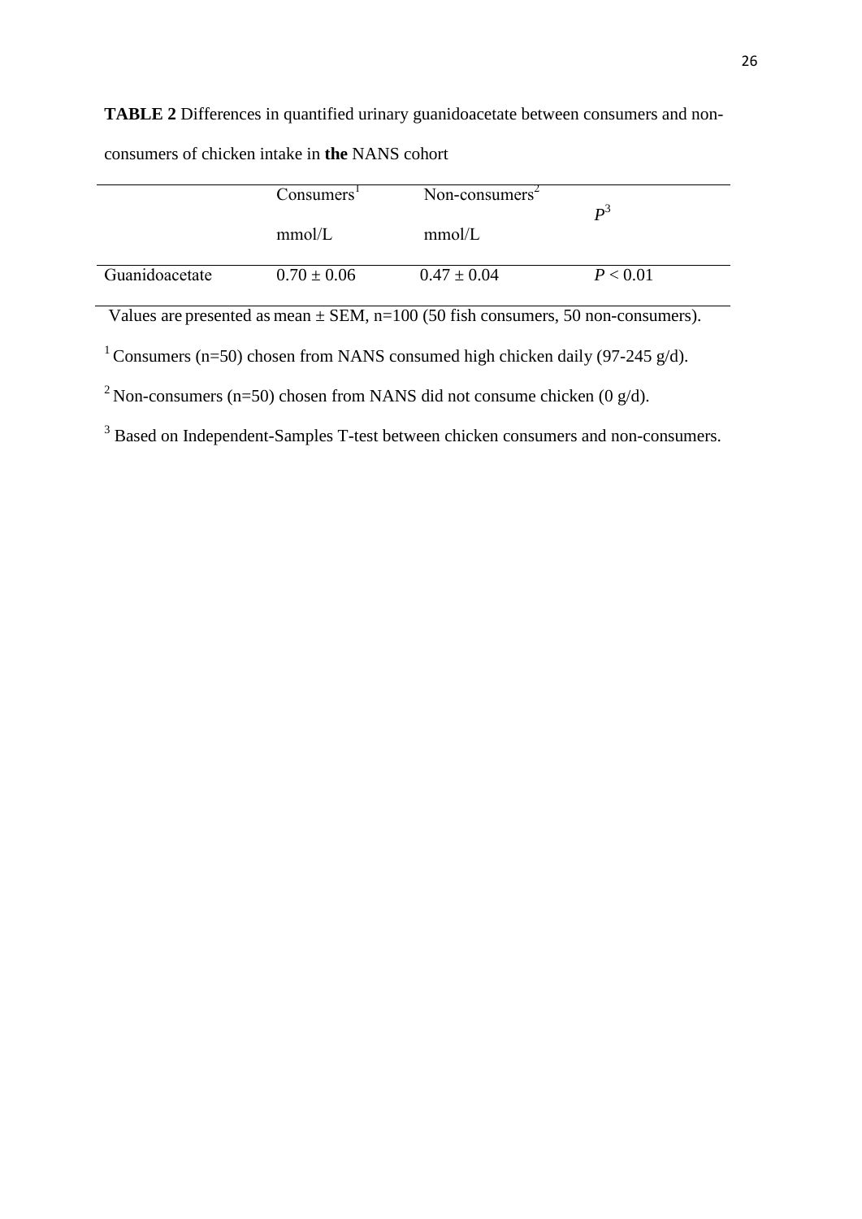**TABLE 2** Differences in quantified urinary guanidoacetate between consumers and non-consumers of chicken intake in **the** NANS cohort

| | Consumers[1] mmol/L | Non-consumers[2] mmol/L | $P^3$ |
|---|---|---|---|
| Guanidoacetate | 0.70 ± 0.06 | 0.47 ± 0.04 | $P < 0.01$ |

Values are presented as mean ± SEM, n=100 (50 fish consumers, 50 non-consumers).

[1] Consumers (n=50) chosen from NANS consumed high chicken daily (97-245 g/d).

[2] Non-consumers (n=50) chosen from NANS did not consume chicken (0 g/d).

[3] Based on Independent-Samples T-test between chicken consumers and non-consumers.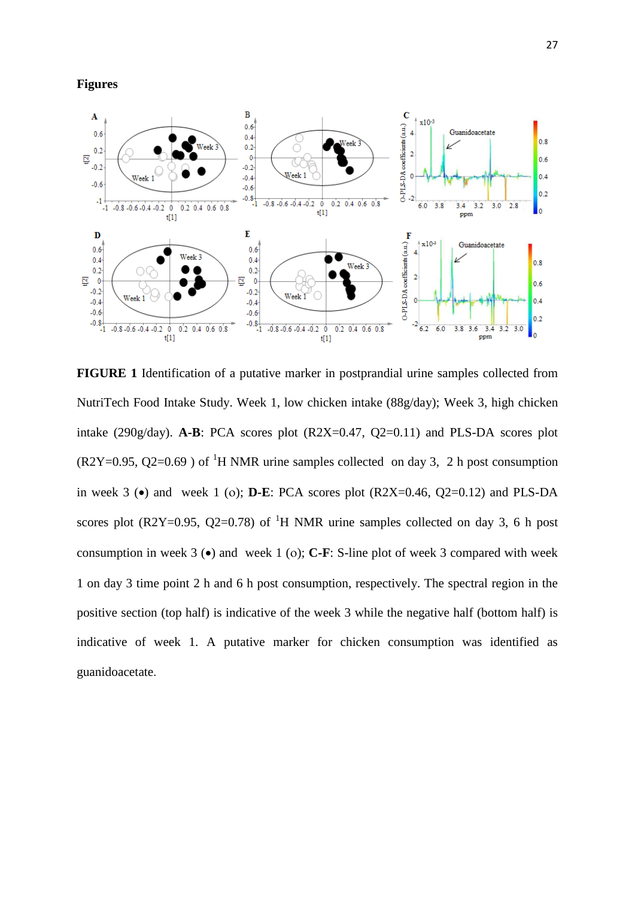**Figures**

**FIGURE 1** Identification of a putative marker in postprandial urine samples collected from NutriTech Food Intake Study. Week 1, low chicken intake (88g/day); Week 3, high chicken intake (290g/day). **A-B**: PCA scores plot (R2X=0.47, Q2=0.11) and PLS-DA scores plot (R2Y=0.95, Q2=0.69 ) of $^{1}$H NMR urine samples collected on day 3, 2 h post consumption in week 3 (•) and week 1 (o); **D-E**: PCA scores plot (R2X=0.46, Q2=0.12) and PLS-DA scores plot (R2Y=0.95, Q2=0.78) of $^{1}$H NMR urine samples collected on day 3, 6 h post consumption in week 3 (•) and week 1 (o); **C-F**: S-line plot of week 3 compared with week 1 on day 3 time point 2 h and 6 h post consumption, respectively. The spectral region in the positive section (top half) is indicative of the week 3 while the negative half (bottom half) is indicative of week 1. A putative marker for chicken consumption was identified as guanidoacetate.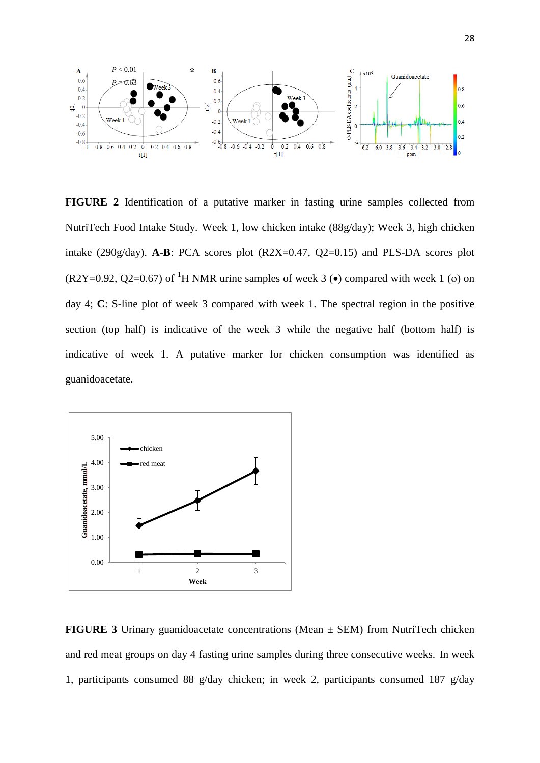**FIGURE 2** Identification of a putative marker in fasting urine samples collected from NutriTech Food Intake Study. Week 1, low chicken intake (88g/day); Week 3, high chicken intake (290g/day). **A-B**: PCA scores plot (R2X=0.47, Q2=0.15) and PLS-DA scores plot (R2Y=0.92, Q2=0.67) of $^{1}$H NMR urine samples of week 3 (•) compared with week 1 (o) on day 4; **C**: S-line plot of week 3 compared with week 1. The spectral region in the positive section (top half) is indicative of the week 3 while the negative half (bottom half) is indicative of week 1. A putative marker for chicken consumption was identified as guanidoacetate.

**FIGURE 3** Urinary guanidoacetate concentrations (Mean ± SEM) from NutriTech chicken and red meat groups on day 4 fasting urine samples during three consecutive weeks. In week 1, participants consumed 88 g/day chicken; in week 2, participants consumed 187 g/day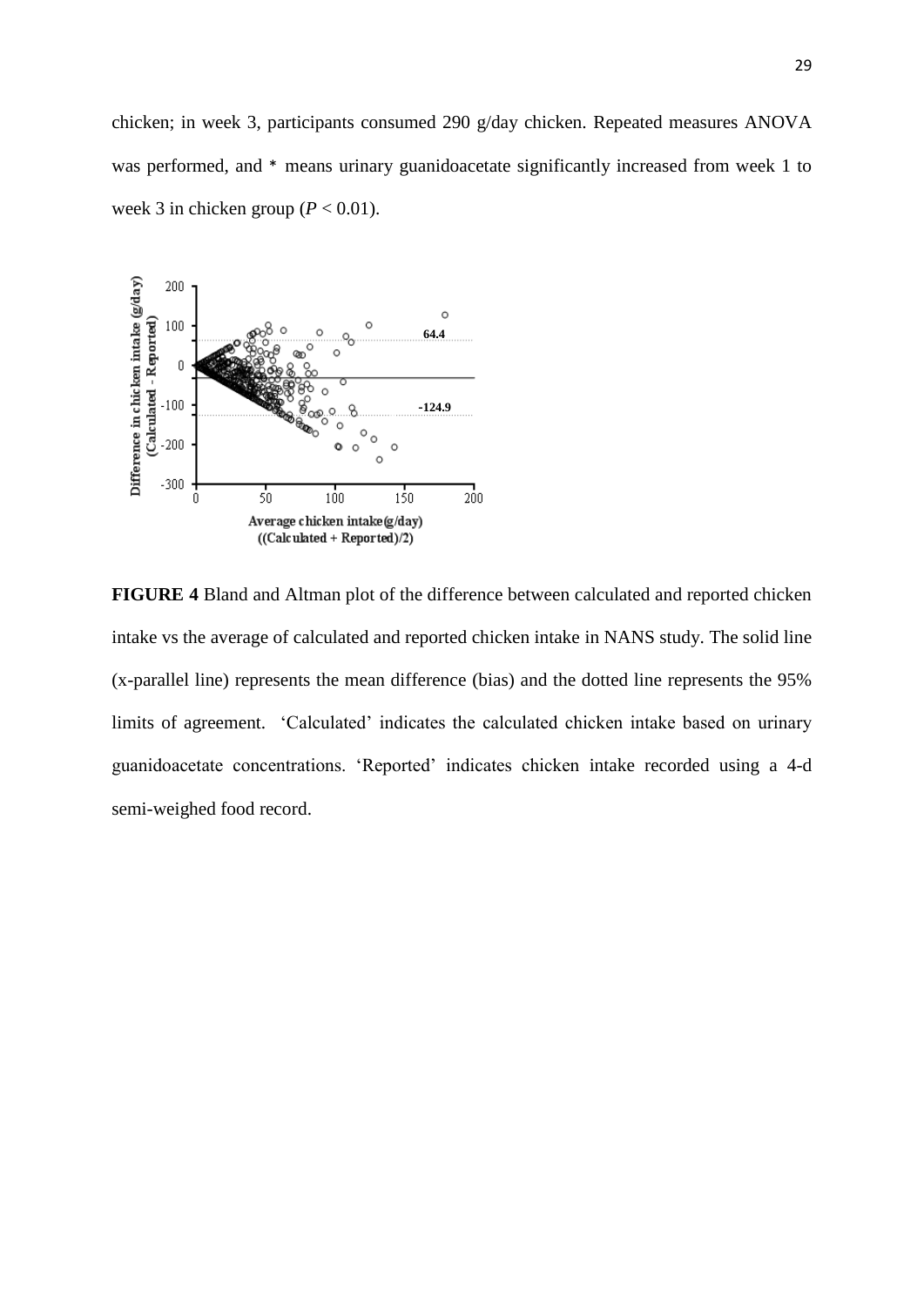chicken; in week 3, participants consumed 290 g/day chicken. Repeated measures ANOVA was performed, and * means urinary guanidoacetate significantly increased from week 1 to week 3 in chicken group ($P < 0.01$).

**FIGURE 4** Bland and Altman plot of the difference between calculated and reported chicken intake vs the average of calculated and reported chicken intake in NANS study. The solid line (x-parallel line) represents the mean difference (bias) and the dotted line represents the 95% limits of agreement. 'Calculated' indicates the calculated chicken intake based on urinary guanidoacetate concentrations. 'Reported' indicates chicken intake recorded using a 4-d semi-weighed food record.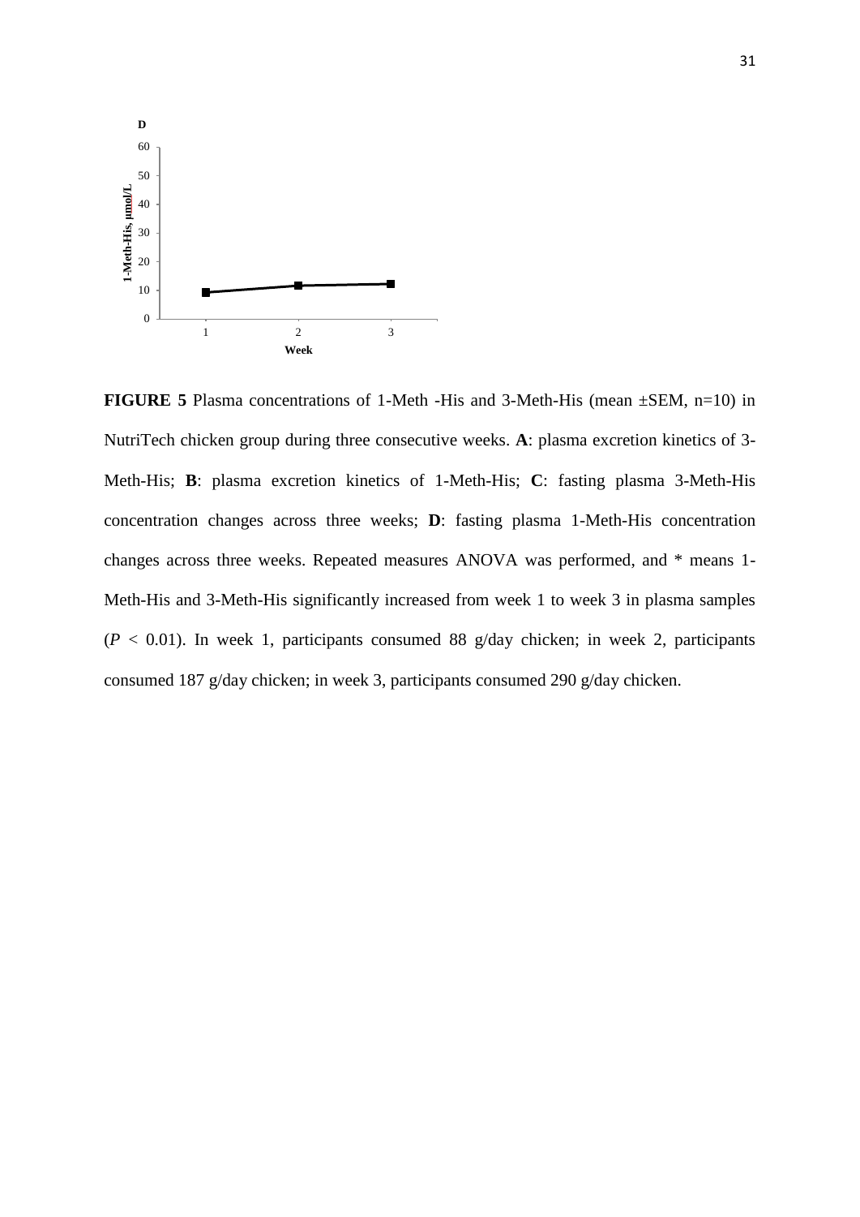**FIGURE 5** Plasma concentrations of 1-Meth -His and 3-Meth-His (mean ±SEM, n=10) in NutriTech chicken group during three consecutive weeks. **A**: plasma excretion kinetics of 3-Meth-His; **B**: plasma excretion kinetics of 1-Meth-His; **C**: fasting plasma 3-Meth-His concentration changes across three weeks; **D**: fasting plasma 1-Meth-His concentration changes across three weeks. Repeated measures ANOVA was performed, and * means 1-Meth-His and 3-Meth-His significantly increased from week 1 to week 3 in plasma samples ($P < 0.01$). In week 1, participants consumed 88 g/day chicken; in week 2, participants consumed 187 g/day chicken; in week 3, participants consumed 290 g/day chicken.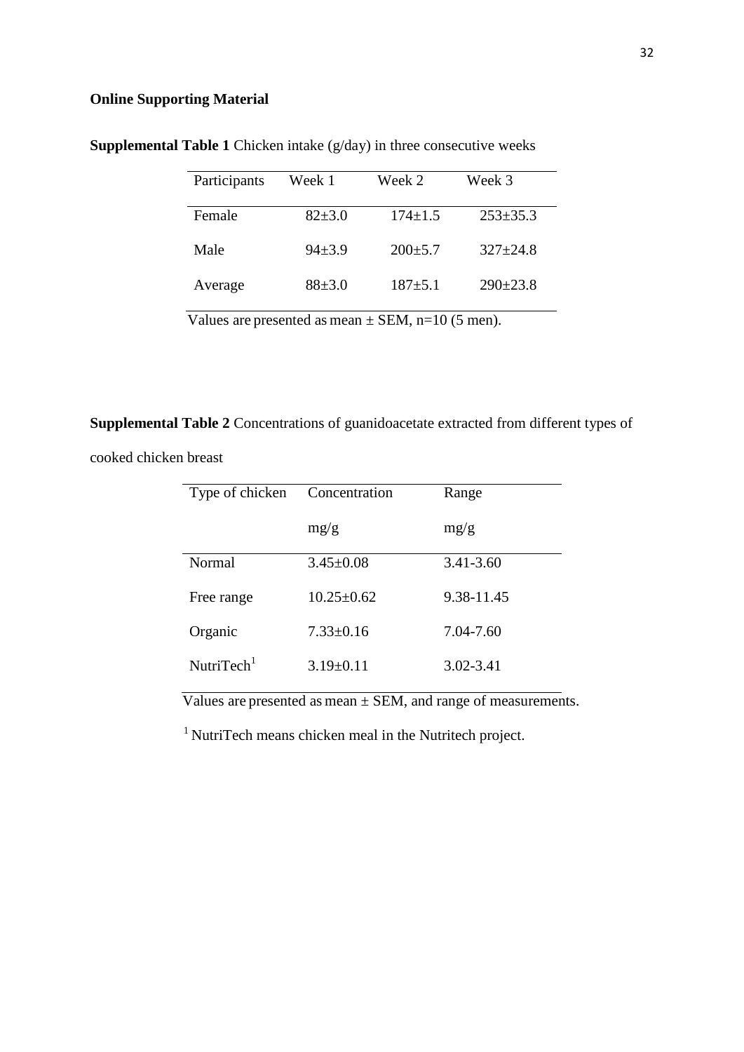**Online Supporting Material**

**Supplemental Table 1** Chicken intake (g/day) in three consecutive weeks

| Participants | Week 1 | Week 2 | Week 3 |
|---|---|---|---|
| Female | 82±3.0 | 174±1.5 | 253±35.3 |
| Male | 94±3.9 | 200±5.7 | 327±24.8 |
| Average | 88±3.0 | 187±5.1 | 290±23.8 |

Values are presented as mean ± SEM, n=10 (5 men).

**Supplemental Table 2** Concentrations of guanidoacetate extracted from different types of cooked chicken breast

| Type of chicken | Concentration mg/g | Range mg/g |
|---|---|---|
| Normal | 3.45±0.08 | 3.41-3.60 |
| Free range | 10.25±0.62 | 9.38-11.45 |
| Organic | 7.33±0.16 | 7.04-7.60 |
| NutriTech[1] | 3.19±0.11 | 3.02-3.41 |

Values are presented as mean ± SEM, and range of measurements.

[1] NutriTech means chicken meal in the Nutritech project.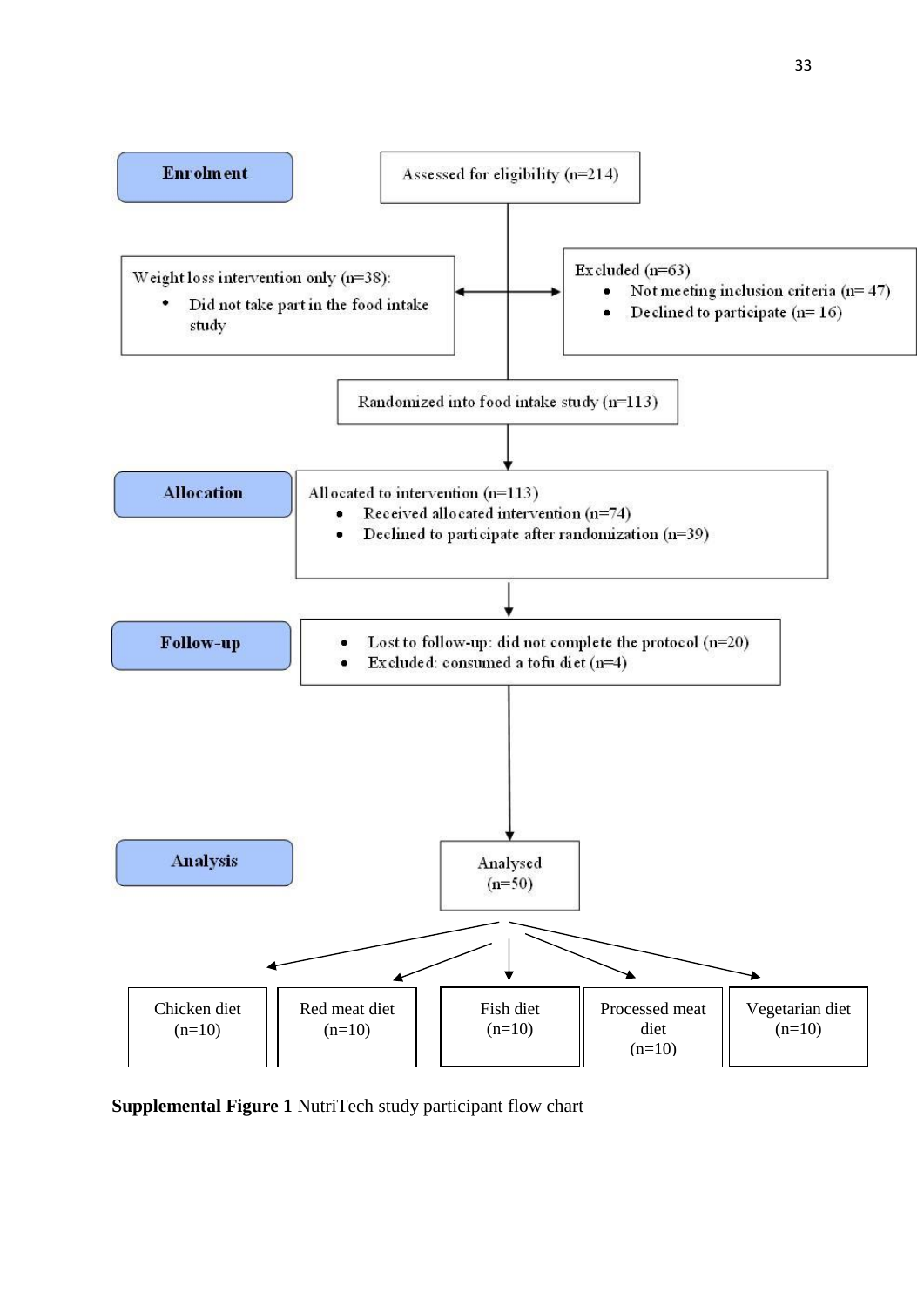**Enrolment**

Assessed for eligibility (n=214)

Weight loss intervention only (n=38):

- Did not take part in the food intake study

Excluded (n=63)

- Not meeting inclusion criteria (n= 47)
- Declined to participate (n= 16)

Randomized into food intake study (n=113)

**Allocation**

Allocated to intervention (n=113)

- Received allocated intervention (n=74)
- Declined to participate after randomization (n=39)

**Follow-up**

- Lost to follow-up: did not complete the protocol (n=20)
- Excluded: consumed a tofu diet (n=4)

**Analysis**

Analysed (n=50)

- Chicken diet (n=10)
- Red meat diet (n=10)
- Fish diet (n=10)
- Processed meat diet (n=10)
- Vegetarian diet (n=10)

**Supplemental Figure 1** NutriTech study participant flow chart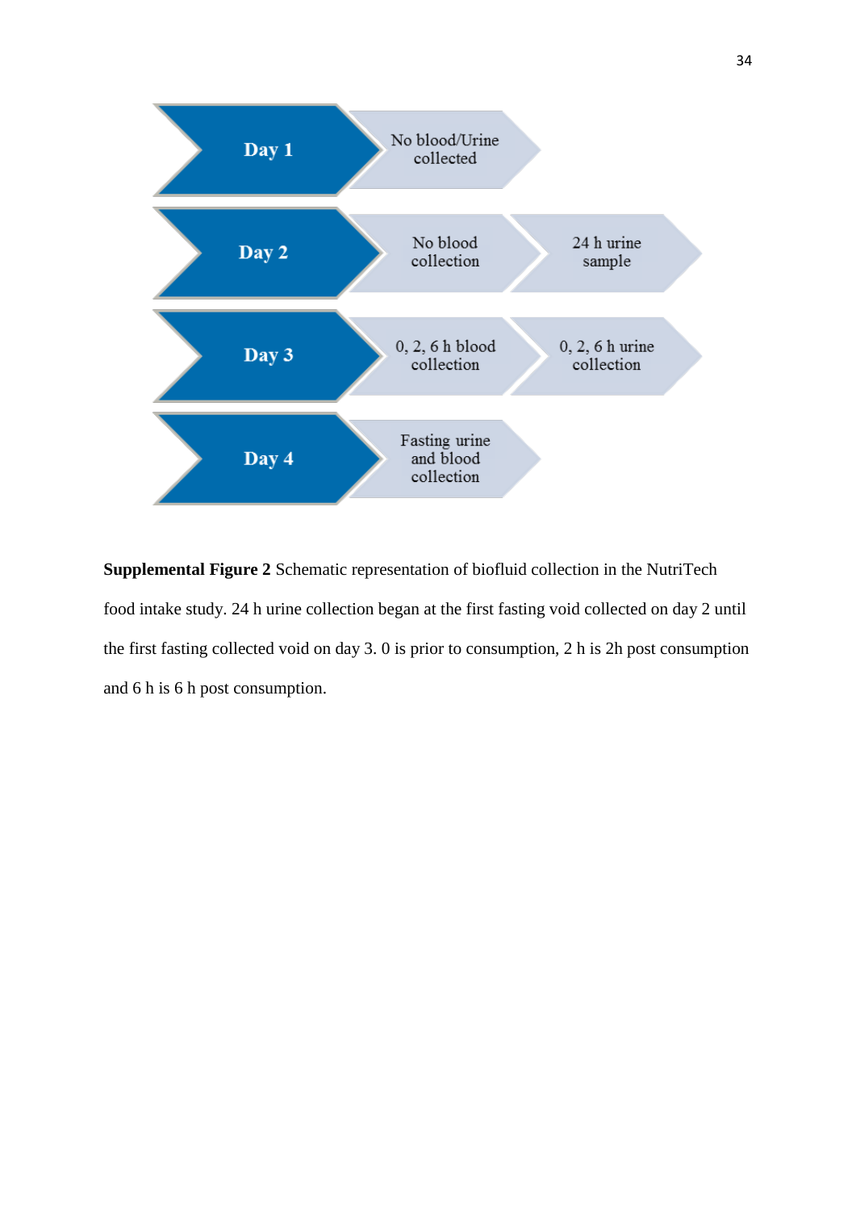| Day | Collection | |
| --- | --- | --- |
| Day 1 | No blood/Urine collected | |
| Day 2 | No blood collection | 24 h urine sample |
| Day 3 | 0, 2, 6 h blood collection | 0, 2, 6 h urine collection |
| Day 4 | Fasting urine and blood collection | |

**Supplemental Figure 2** Schematic representation of biofluid collection in the NutriTech food intake study. 24 h urine collection began at the first fasting void collected on day 2 until the first fasting collected void on day 3. 0 is prior to consumption, 2 h is 2h post consumption and 6 h is 6 h post consumption.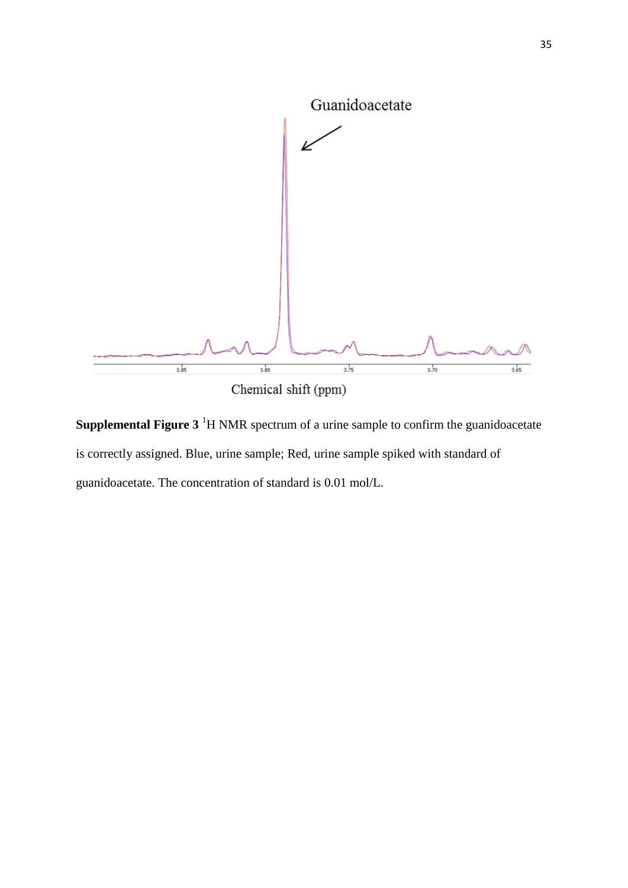**Supplemental Figure 3** $^{1}$H NMR spectrum of a urine sample to confirm the guanidoacetate is correctly assigned. Blue, urine sample; Red, urine sample spiked with standard of guanidoacetate. The concentration of standard is 0.01 mol/L.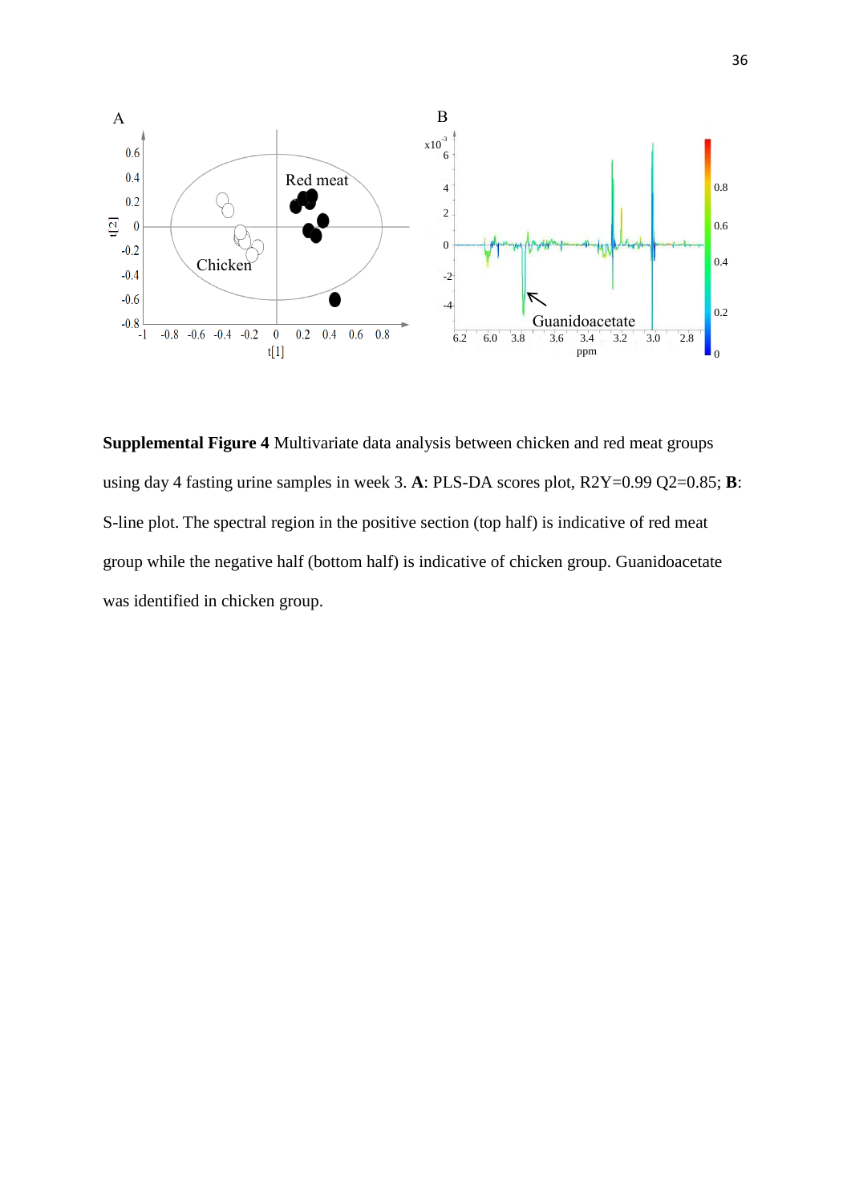**Supplemental Figure 4** Multivariate data analysis between chicken and red meat groups using day 4 fasting urine samples in week 3. **A**: PLS-DA scores plot, R2Y=0.99 Q2=0.85; **B**: S-line plot. The spectral region in the positive section (top half) is indicative of red meat group while the negative half (bottom half) is indicative of chicken group. Guanidoacetate was identified in chicken group.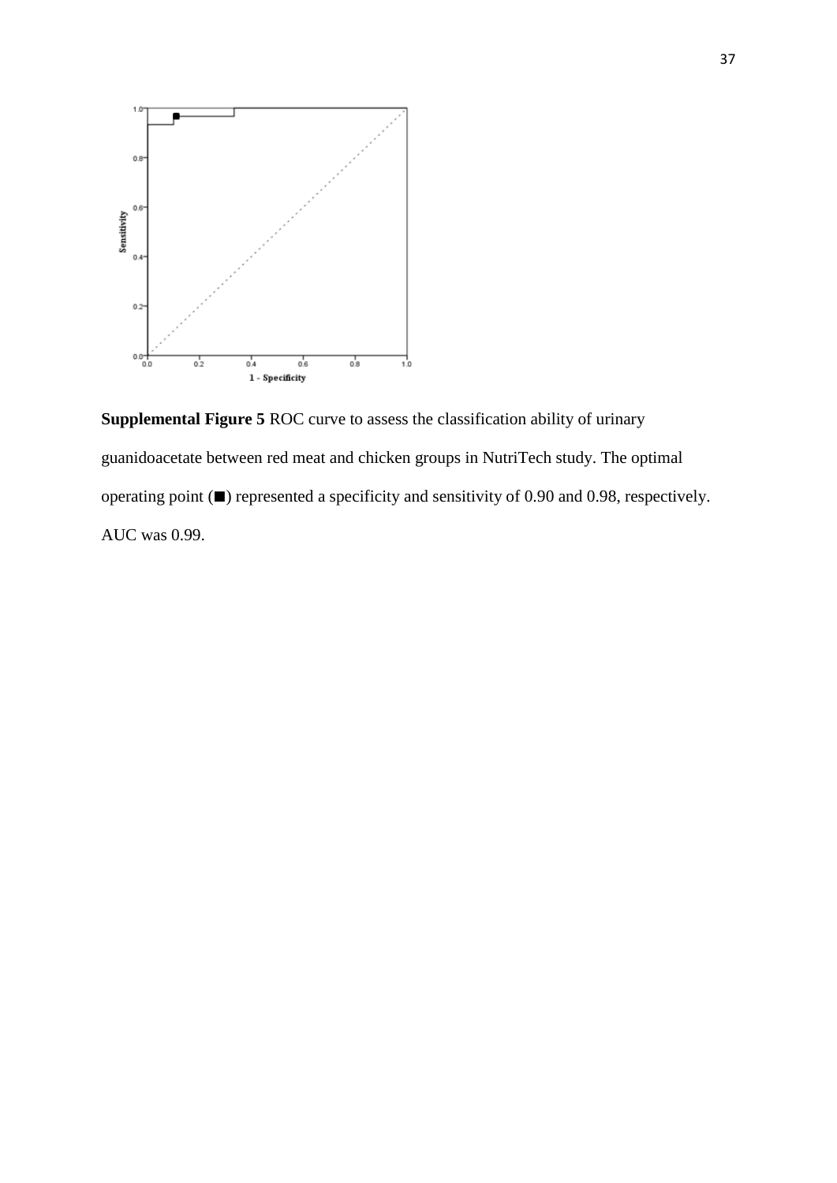**Supplemental Figure 5** ROC curve to assess the classification ability of urinary guanidoacetate between red meat and chicken groups in NutriTech study. The optimal operating point (■) represented a specificity and sensitivity of 0.90 and 0.98, respectively. AUC was 0.99.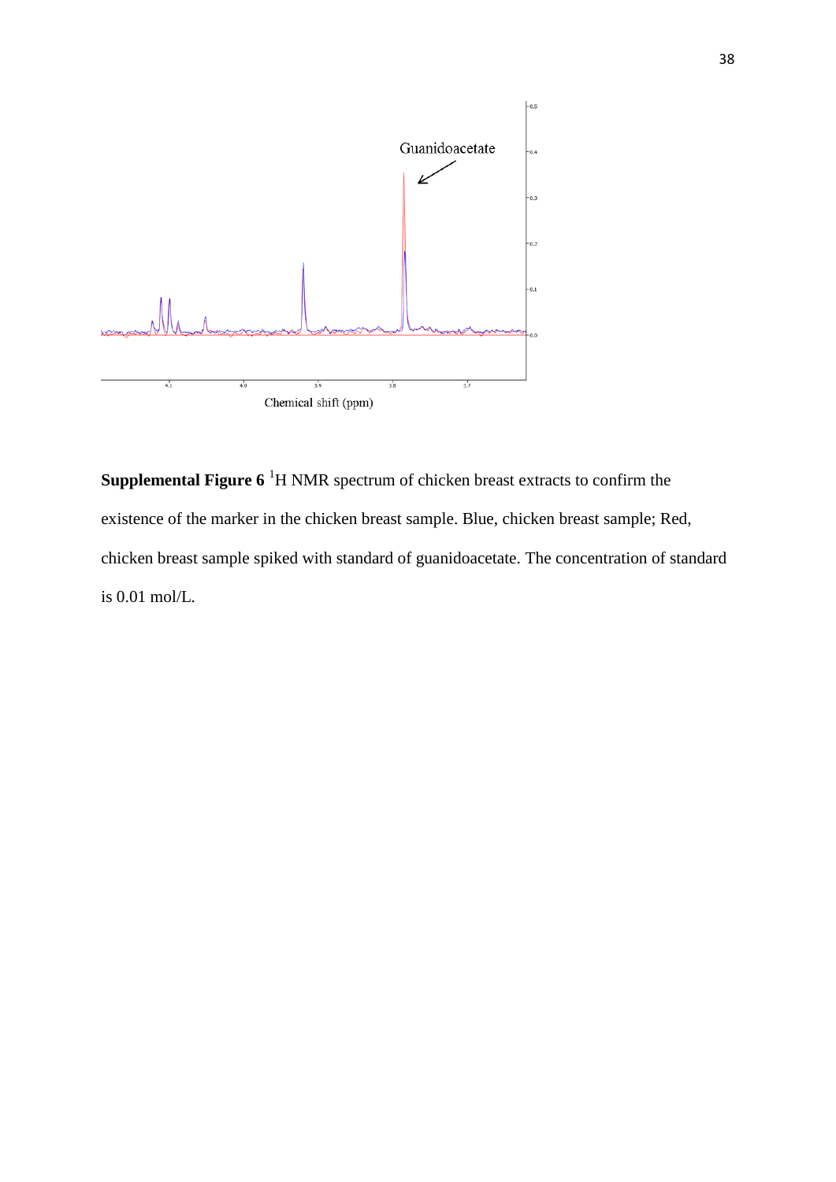Guanidoacetate

0.5
0.4
0.3
0.2
0.1
0.0

4.1
4.0
3.9
3.8
3.7

Chemical shift (ppm)

**Supplemental Figure 6** $^{1}$H NMR spectrum of chicken breast extracts to confirm the existence of the marker in the chicken breast sample. Blue, chicken breast sample; Red, chicken breast sample spiked with standard of guanidoacetate. The concentration of standard is 0.01 mol/L.